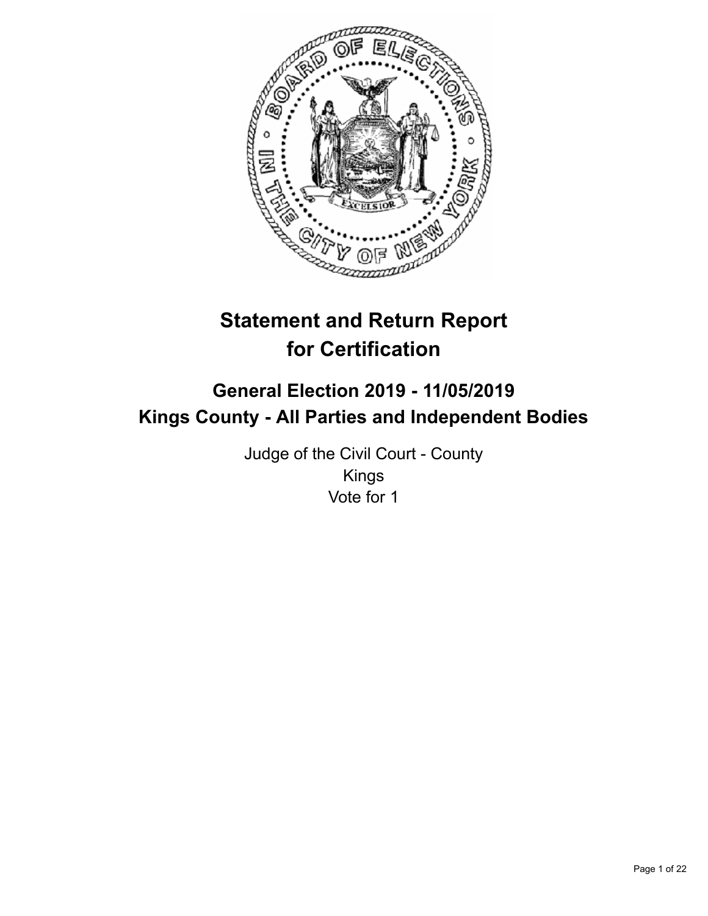# Statement and Return Report for Certification

## General Election 2019 - 11/05/2019
## Kings County - All Parties and Independent Bodies

Judge of the Civil Court - County
Kings
Vote for 1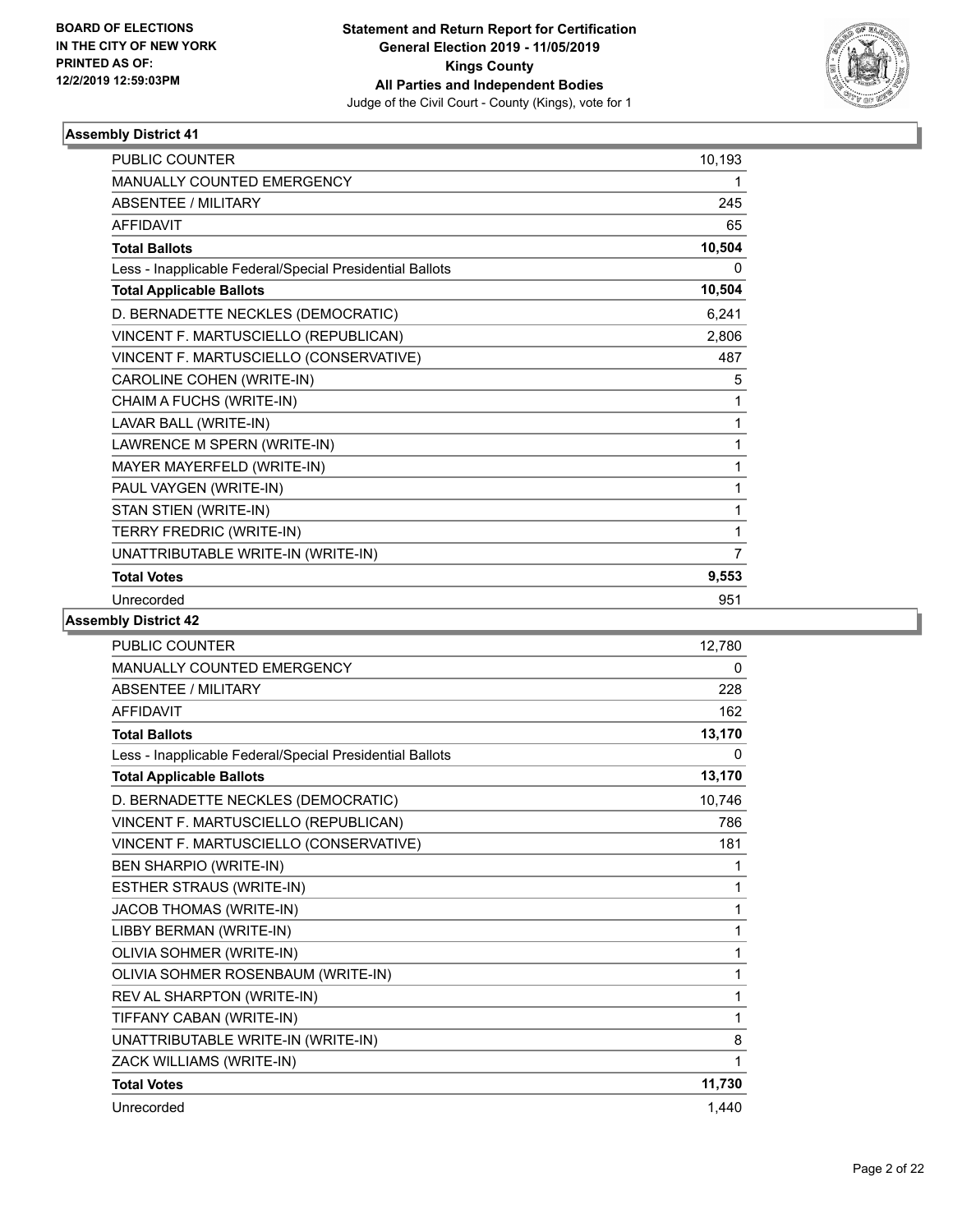# Statement and Return Report for Certification
## General Election 2019 - 11/05/2019
## Kings County
## All Parties and Independent Bodies
### Judge of the Civil Court - County (Kings), vote for 1

BOARD OF ELECTIONS IN THE CITY OF NEW YORK
PRINTED AS OF: 12/2/2019 12:59:03PM

### Assembly District 41

| | |
|---|---|
| PUBLIC COUNTER | 10,193 |
| MANUALLY COUNTED EMERGENCY | 1 |
| ABSENTEE / MILITARY | 245 |
| AFFIDAVIT | 65 |
| **Total Ballots** | **10,504** |
| Less - Inapplicable Federal/Special Presidential Ballots | 0 |
| **Total Applicable Ballots** | **10,504** |
| D. BERNADETTE NECKLES (DEMOCRATIC) | 6,241 |
| VINCENT F. MARTUSCIELLO (REPUBLICAN) | 2,806 |
| VINCENT F. MARTUSCIELLO (CONSERVATIVE) | 487 |
| CAROLINE COHEN (WRITE-IN) | 5 |
| CHAIM A FUCHS (WRITE-IN) | 1 |
| LAVAR BALL (WRITE-IN) | 1 |
| LAWRENCE M SPERN (WRITE-IN) | 1 |
| MAYER MAYERFELD (WRITE-IN) | 1 |
| PAUL VAYGEN (WRITE-IN) | 1 |
| STAN STIEN (WRITE-IN) | 1 |
| TERRY FREDRIC (WRITE-IN) | 1 |
| UNATTRIBUTABLE WRITE-IN (WRITE-IN) | 7 |
| **Total Votes** | **9,553** |
| Unrecorded | 951 |

### Assembly District 42

| | |
|---|---|
| PUBLIC COUNTER | 12,780 |
| MANUALLY COUNTED EMERGENCY | 0 |
| ABSENTEE / MILITARY | 228 |
| AFFIDAVIT | 162 |
| **Total Ballots** | **13,170** |
| Less - Inapplicable Federal/Special Presidential Ballots | 0 |
| **Total Applicable Ballots** | **13,170** |
| D. BERNADETTE NECKLES (DEMOCRATIC) | 10,746 |
| VINCENT F. MARTUSCIELLO (REPUBLICAN) | 786 |
| VINCENT F. MARTUSCIELLO (CONSERVATIVE) | 181 |
| BEN SHARPIO (WRITE-IN) | 1 |
| ESTHER STRAUS (WRITE-IN) | 1 |
| JACOB THOMAS (WRITE-IN) | 1 |
| LIBBY BERMAN (WRITE-IN) | 1 |
| OLIVIA SOHMER (WRITE-IN) | 1 |
| OLIVIA SOHMER ROSENBAUM (WRITE-IN) | 1 |
| REV AL SHARPTON (WRITE-IN) | 1 |
| TIFFANY CABAN (WRITE-IN) | 1 |
| UNATTRIBUTABLE WRITE-IN (WRITE-IN) | 8 |
| ZACK WILLIAMS (WRITE-IN) | 1 |
| **Total Votes** | **11,730** |
| Unrecorded | 1,440 |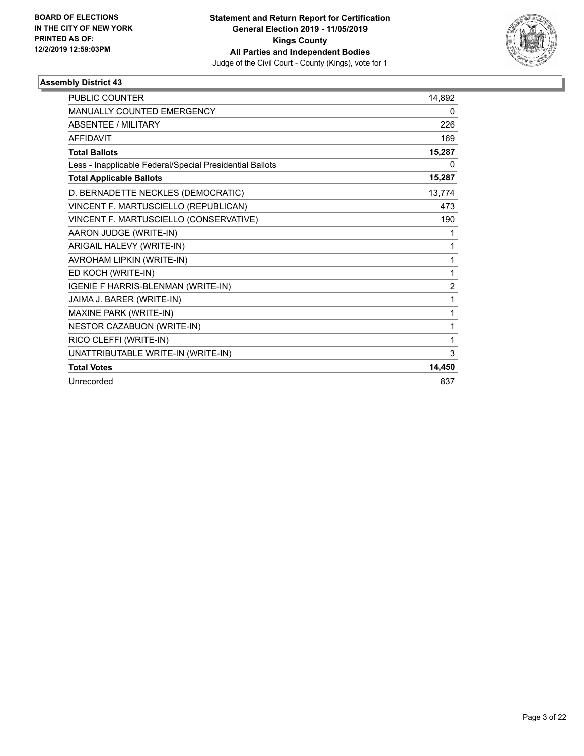BOARD OF ELECTIONS
IN THE CITY OF NEW YORK
PRINTED AS OF:
12/2/2019 12:59:03PM

**Statement and Return Report for Certification**
**General Election 2019 - 11/05/2019**
**Kings County**
**All Parties and Independent Bodies**
Judge of the Civil Court - County (Kings), vote for 1

## Assembly District 43

| | |
|---|---|
| PUBLIC COUNTER | 14,892 |
| MANUALLY COUNTED EMERGENCY | 0 |
| ABSENTEE / MILITARY | 226 |
| AFFIDAVIT | 169 |
| **Total Ballots** | **15,287** |
| Less - Inapplicable Federal/Special Presidential Ballots | 0 |
| **Total Applicable Ballots** | **15,287** |
| D. BERNADETTE NECKLES (DEMOCRATIC) | 13,774 |
| VINCENT F. MARTUSCIELLO (REPUBLICAN) | 473 |
| VINCENT F. MARTUSCIELLO (CONSERVATIVE) | 190 |
| AARON JUDGE (WRITE-IN) | 1 |
| ARIGAIL HALEVY (WRITE-IN) | 1 |
| AVROHAM LIPKIN (WRITE-IN) | 1 |
| ED KOCH (WRITE-IN) | 1 |
| IGENIE F HARRIS-BLENMAN (WRITE-IN) | 2 |
| JAIMA J. BARER (WRITE-IN) | 1 |
| MAXINE PARK (WRITE-IN) | 1 |
| NESTOR CAZABUON (WRITE-IN) | 1 |
| RICO CLEFFI (WRITE-IN) | 1 |
| UNATTRIBUTABLE WRITE-IN (WRITE-IN) | 3 |
| **Total Votes** | **14,450** |
| Unrecorded | 837 |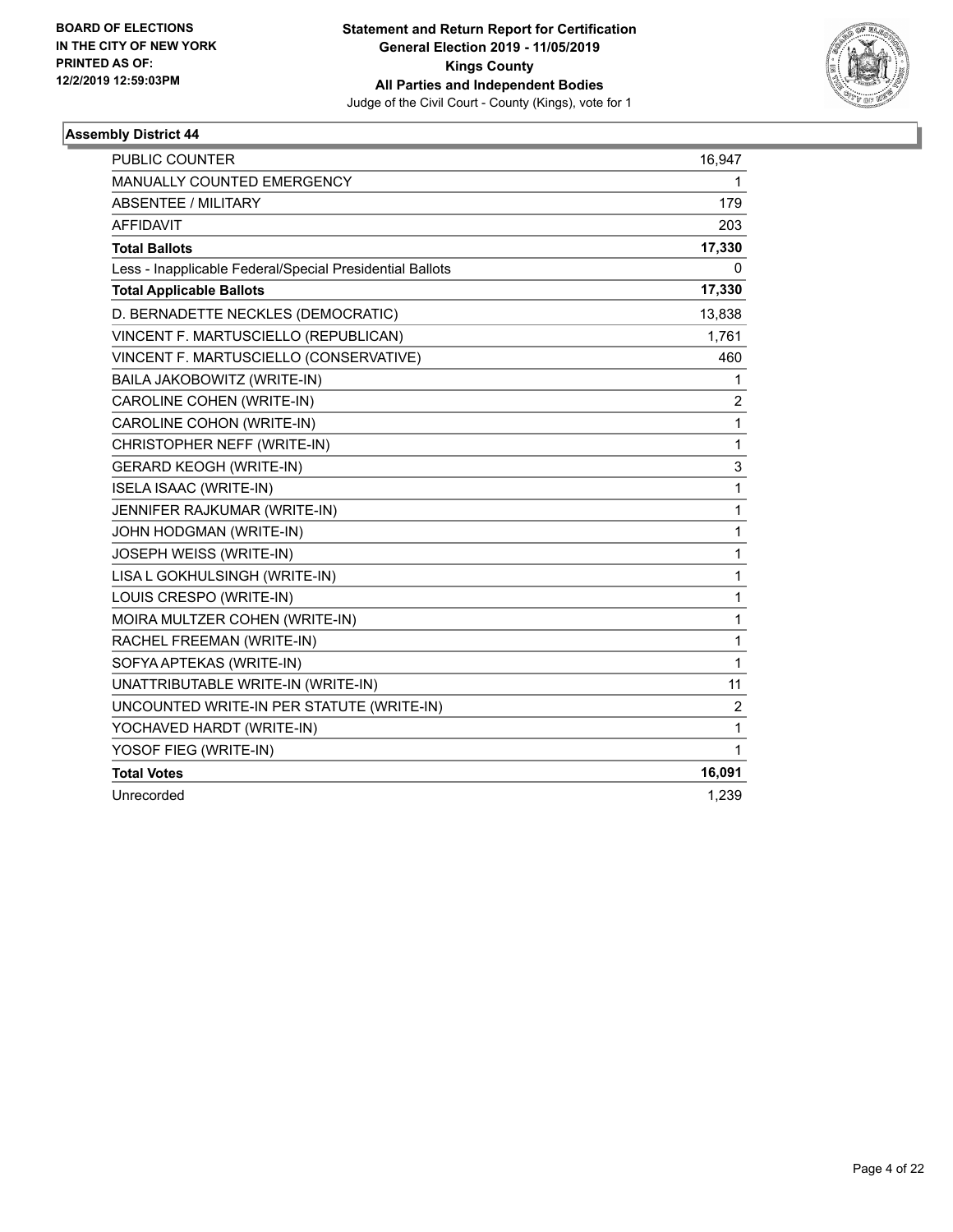**BOARD OF ELECTIONS IN THE CITY OF NEW YORK PRINTED AS OF: 12/2/2019 12:59:03PM**

**Statement and Return Report for Certification**
**General Election 2019 - 11/05/2019**
**Kings County**
**All Parties and Independent Bodies**
Judge of the Civil Court - County (Kings), vote for 1

### Assembly District 44

| | |
|---|---|
| PUBLIC COUNTER | 16,947 |
| MANUALLY COUNTED EMERGENCY | 1 |
| ABSENTEE / MILITARY | 179 |
| AFFIDAVIT | 203 |
| **Total Ballots** | **17,330** |
| Less - Inapplicable Federal/Special Presidential Ballots | 0 |
| **Total Applicable Ballots** | **17,330** |
| D. BERNADETTE NECKLES (DEMOCRATIC) | 13,838 |
| VINCENT F. MARTUSCIELLO (REPUBLICAN) | 1,761 |
| VINCENT F. MARTUSCIELLO (CONSERVATIVE) | 460 |
| BAILA JAKOBOWITZ (WRITE-IN) | 1 |
| CAROLINE COHEN (WRITE-IN) | 2 |
| CAROLINE COHON (WRITE-IN) | 1 |
| CHRISTOPHER NEFF (WRITE-IN) | 1 |
| GERARD KEOGH (WRITE-IN) | 3 |
| ISELA ISAAC (WRITE-IN) | 1 |
| JENNIFER RAJKUMAR (WRITE-IN) | 1 |
| JOHN HODGMAN (WRITE-IN) | 1 |
| JOSEPH WEISS (WRITE-IN) | 1 |
| LISA L GOKHULSINGH (WRITE-IN) | 1 |
| LOUIS CRESPO (WRITE-IN) | 1 |
| MOIRA MULTZER COHEN (WRITE-IN) | 1 |
| RACHEL FREEMAN (WRITE-IN) | 1 |
| SOFYA APTEKAS (WRITE-IN) | 1 |
| UNATTRIBUTABLE WRITE-IN (WRITE-IN) | 11 |
| UNCOUNTED WRITE-IN PER STATUTE (WRITE-IN) | 2 |
| YOCHAVED HARDT (WRITE-IN) | 1 |
| YOSOF FIEG (WRITE-IN) | 1 |
| **Total Votes** | **16,091** |
| Unrecorded | 1,239 |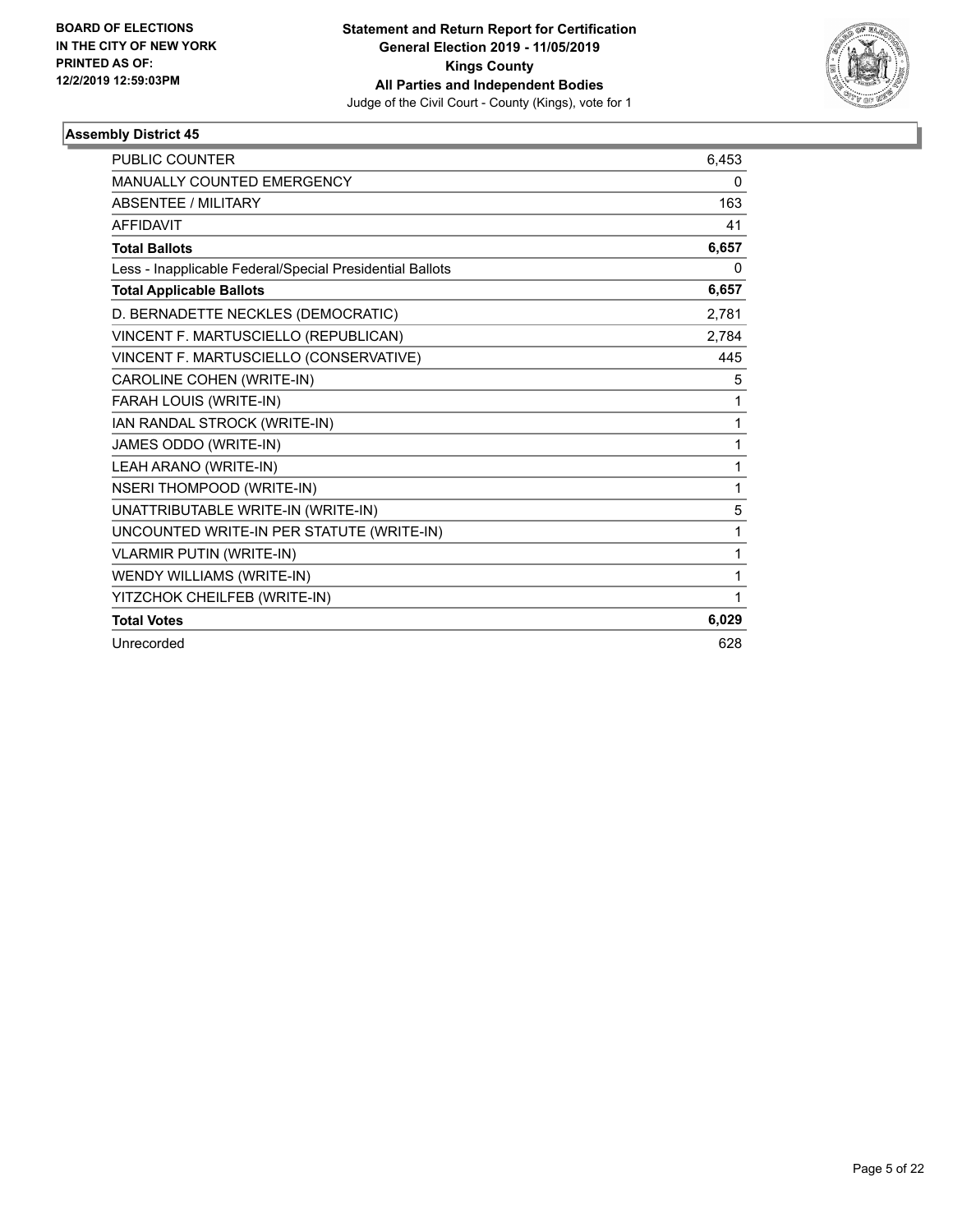**BOARD OF ELECTIONS IN THE CITY OF NEW YORK PRINTED AS OF: 12/2/2019 12:59:03PM**

**Statement and Return Report for Certification General Election 2019 - 11/05/2019 Kings County All Parties and Independent Bodies**
Judge of the Civil Court - County (Kings), vote for 1

### Assembly District 45

| | |
|---|---|
| PUBLIC COUNTER | 6,453 |
| MANUALLY COUNTED EMERGENCY | 0 |
| ABSENTEE / MILITARY | 163 |
| AFFIDAVIT | 41 |
| **Total Ballots** | **6,657** |
| Less - Inapplicable Federal/Special Presidential Ballots | 0 |
| **Total Applicable Ballots** | **6,657** |
| D. BERNADETTE NECKLES (DEMOCRATIC) | 2,781 |
| VINCENT F. MARTUSCIELLO (REPUBLICAN) | 2,784 |
| VINCENT F. MARTUSCIELLO (CONSERVATIVE) | 445 |
| CAROLINE COHEN (WRITE-IN) | 5 |
| FARAH LOUIS (WRITE-IN) | 1 |
| IAN RANDAL STROCK (WRITE-IN) | 1 |
| JAMES ODDO (WRITE-IN) | 1 |
| LEAH ARANO (WRITE-IN) | 1 |
| NSERI THOMPOOD (WRITE-IN) | 1 |
| UNATTRIBUTABLE WRITE-IN (WRITE-IN) | 5 |
| UNCOUNTED WRITE-IN PER STATUTE (WRITE-IN) | 1 |
| VLARMIR PUTIN (WRITE-IN) | 1 |
| WENDY WILLIAMS (WRITE-IN) | 1 |
| YITZCHOK CHEILFEB (WRITE-IN) | 1 |
| **Total Votes** | **6,029** |
| Unrecorded | 628 |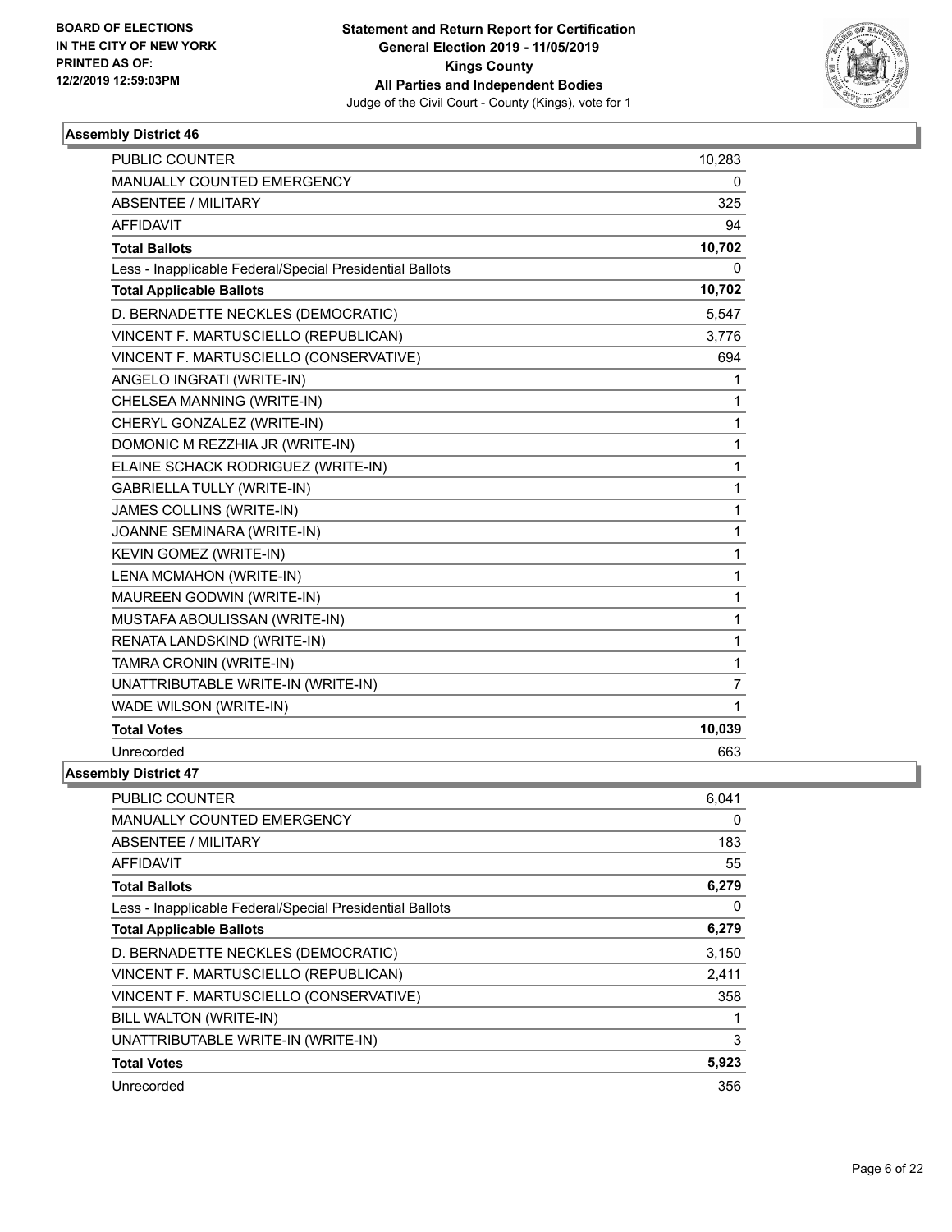**Statement and Return Report for Certification**
**General Election 2019 - 11/05/2019**
**Kings County**
**All Parties and Independent Bodies**
Judge of the Civil Court - County (Kings), vote for 1

BOARD OF ELECTIONS
IN THE CITY OF NEW YORK
PRINTED AS OF:
12/2/2019 12:59:03PM

### Assembly District 46

| | |
|---|---|
| PUBLIC COUNTER | 10,283 |
| MANUALLY COUNTED EMERGENCY | 0 |
| ABSENTEE / MILITARY | 325 |
| AFFIDAVIT | 94 |
| **Total Ballots** | **10,702** |
| Less - Inapplicable Federal/Special Presidential Ballots | 0 |
| **Total Applicable Ballots** | **10,702** |
| D. BERNADETTE NECKLES (DEMOCRATIC) | 5,547 |
| VINCENT F. MARTUSCIELLO (REPUBLICAN) | 3,776 |
| VINCENT F. MARTUSCIELLO (CONSERVATIVE) | 694 |
| ANGELO INGRATI (WRITE-IN) | 1 |
| CHELSEA MANNING (WRITE-IN) | 1 |
| CHERYL GONZALEZ (WRITE-IN) | 1 |
| DOMONIC M REZZHIA JR (WRITE-IN) | 1 |
| ELAINE SCHACK RODRIGUEZ (WRITE-IN) | 1 |
| GABRIELLA TULLY (WRITE-IN) | 1 |
| JAMES COLLINS (WRITE-IN) | 1 |
| JOANNE SEMINARA (WRITE-IN) | 1 |
| KEVIN GOMEZ (WRITE-IN) | 1 |
| LENA MCMAHON (WRITE-IN) | 1 |
| MAUREEN GODWIN (WRITE-IN) | 1 |
| MUSTAFA ABOULISSAN (WRITE-IN) | 1 |
| RENATA LANDSKIND (WRITE-IN) | 1 |
| TAMRA CRONIN (WRITE-IN) | 1 |
| UNATTRIBUTABLE WRITE-IN (WRITE-IN) | 7 |
| WADE WILSON (WRITE-IN) | 1 |
| **Total Votes** | **10,039** |
| Unrecorded | 663 |

### Assembly District 47

| | |
|---|---|
| PUBLIC COUNTER | 6,041 |
| MANUALLY COUNTED EMERGENCY | 0 |
| ABSENTEE / MILITARY | 183 |
| AFFIDAVIT | 55 |
| **Total Ballots** | **6,279** |
| Less - Inapplicable Federal/Special Presidential Ballots | 0 |
| **Total Applicable Ballots** | **6,279** |
| D. BERNADETTE NECKLES (DEMOCRATIC) | 3,150 |
| VINCENT F. MARTUSCIELLO (REPUBLICAN) | 2,411 |
| VINCENT F. MARTUSCIELLO (CONSERVATIVE) | 358 |
| BILL WALTON (WRITE-IN) | 1 |
| UNATTRIBUTABLE WRITE-IN (WRITE-IN) | 3 |
| **Total Votes** | **5,923** |
| Unrecorded | 356 |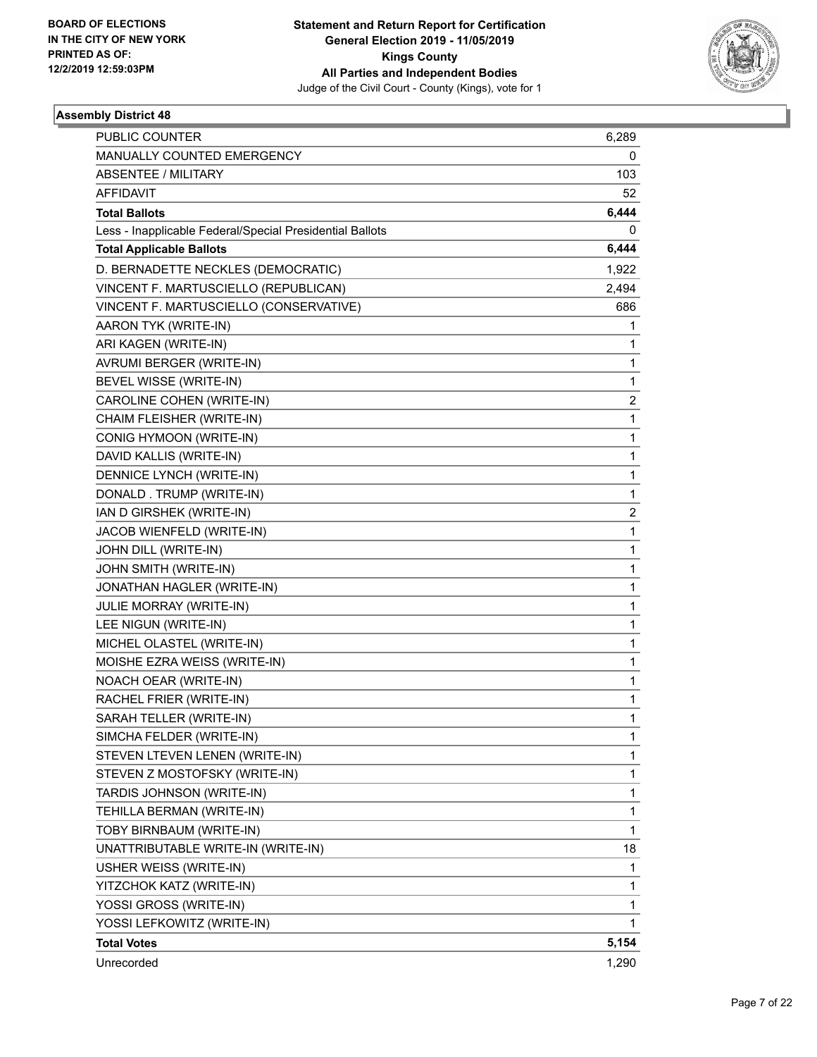BOARD OF ELECTIONS
IN THE CITY OF NEW YORK
PRINTED AS OF:
12/2/2019 12:59:03PM

**Statement and Return Report for Certification**
**General Election 2019 - 11/05/2019**
**Kings County**
**All Parties and Independent Bodies**
Judge of the Civil Court - County (Kings), vote for 1

### Assembly District 48

| | |
|---|---|
| PUBLIC COUNTER | 6,289 |
| MANUALLY COUNTED EMERGENCY | 0 |
| ABSENTEE / MILITARY | 103 |
| AFFIDAVIT | 52 |
| **Total Ballots** | **6,444** |
| Less - Inapplicable Federal/Special Presidential Ballots | 0 |
| **Total Applicable Ballots** | **6,444** |
| D. BERNADETTE NECKLES (DEMOCRATIC) | 1,922 |
| VINCENT F. MARTUSCIELLO (REPUBLICAN) | 2,494 |
| VINCENT F. MARTUSCIELLO (CONSERVATIVE) | 686 |
| AARON TYK (WRITE-IN) | 1 |
| ARI KAGEN (WRITE-IN) | 1 |
| AVRUMI BERGER (WRITE-IN) | 1 |
| BEVEL WISSE (WRITE-IN) | 1 |
| CAROLINE COHEN (WRITE-IN) | 2 |
| CHAIM FLEISHER (WRITE-IN) | 1 |
| CONIG HYMOON (WRITE-IN) | 1 |
| DAVID KALLIS (WRITE-IN) | 1 |
| DENNICE LYNCH (WRITE-IN) | 1 |
| DONALD . TRUMP (WRITE-IN) | 1 |
| IAN D GIRSHEK (WRITE-IN) | 2 |
| JACOB WIENFELD (WRITE-IN) | 1 |
| JOHN DILL (WRITE-IN) | 1 |
| JOHN SMITH (WRITE-IN) | 1 |
| JONATHAN HAGLER (WRITE-IN) | 1 |
| JULIE MORRAY (WRITE-IN) | 1 |
| LEE NIGUN (WRITE-IN) | 1 |
| MICHEL OLASTEL (WRITE-IN) | 1 |
| MOISHE EZRA WEISS (WRITE-IN) | 1 |
| NOACH OEAR (WRITE-IN) | 1 |
| RACHEL FRIER (WRITE-IN) | 1 |
| SARAH TELLER (WRITE-IN) | 1 |
| SIMCHA FELDER (WRITE-IN) | 1 |
| STEVEN LTEVEN LENEN (WRITE-IN) | 1 |
| STEVEN Z MOSTOFSKY (WRITE-IN) | 1 |
| TARDIS JOHNSON (WRITE-IN) | 1 |
| TEHILLA BERMAN (WRITE-IN) | 1 |
| TOBY BIRNBAUM (WRITE-IN) | 1 |
| UNATTRIBUTABLE WRITE-IN (WRITE-IN) | 18 |
| USHER WEISS (WRITE-IN) | 1 |
| YITZCHOK KATZ (WRITE-IN) | 1 |
| YOSSI GROSS (WRITE-IN) | 1 |
| YOSSI LEFKOWITZ (WRITE-IN) | 1 |
| **Total Votes** | **5,154** |
| Unrecorded | 1,290 |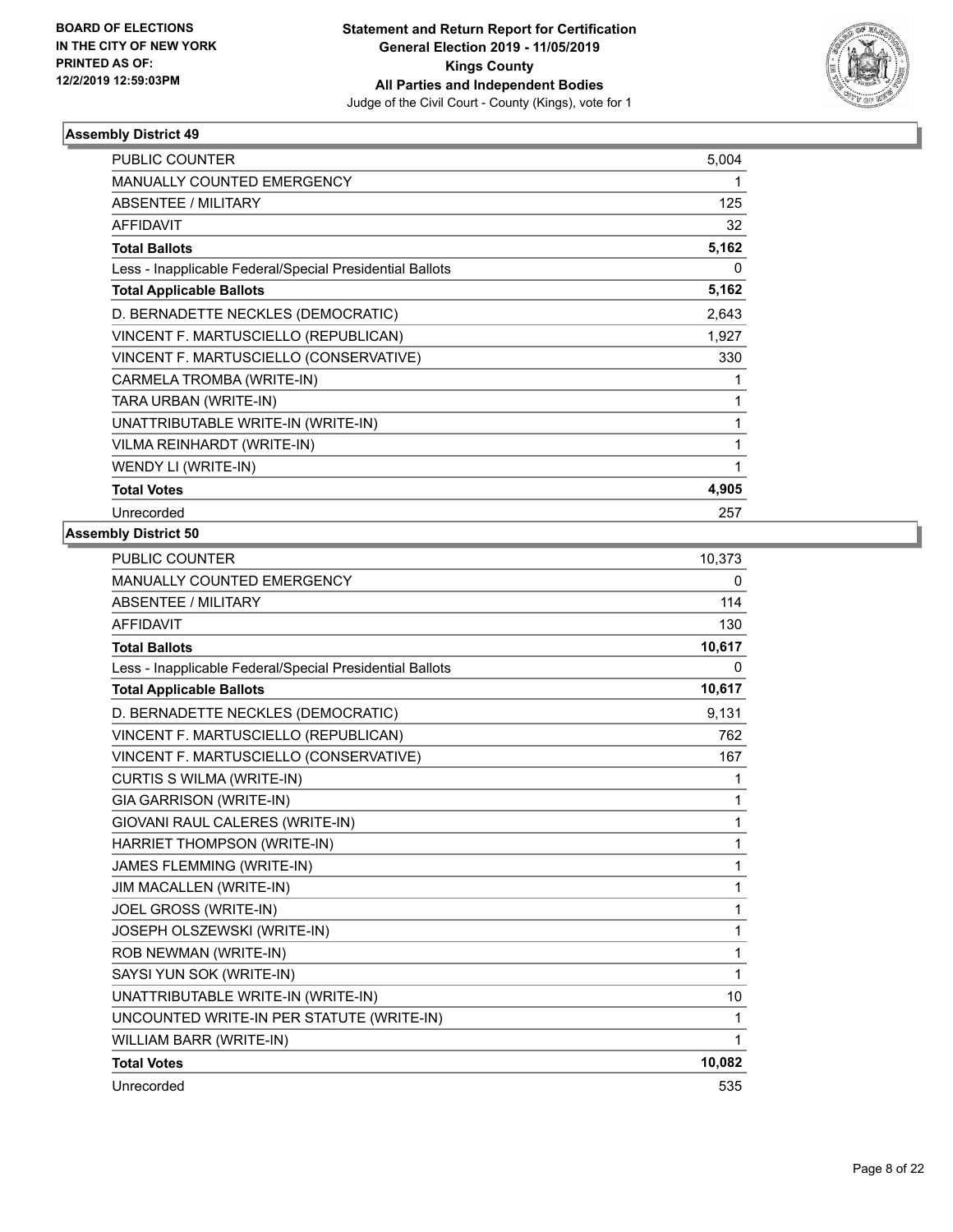## Assembly District 49

| | |
|---|---|
| PUBLIC COUNTER | 5,004 |
| MANUALLY COUNTED EMERGENCY | 1 |
| ABSENTEE / MILITARY | 125 |
| AFFIDAVIT | 32 |
| **Total Ballots** | **5,162** |
| Less - Inapplicable Federal/Special Presidential Ballots | 0 |
| **Total Applicable Ballots** | **5,162** |
| D. BERNADETTE NECKLES (DEMOCRATIC) | 2,643 |
| VINCENT F. MARTUSCIELLO (REPUBLICAN) | 1,927 |
| VINCENT F. MARTUSCIELLO (CONSERVATIVE) | 330 |
| CARMELA TROMBA (WRITE-IN) | 1 |
| TARA URBAN (WRITE-IN) | 1 |
| UNATTRIBUTABLE WRITE-IN (WRITE-IN) | 1 |
| VILMA REINHARDT (WRITE-IN) | 1 |
| WENDY LI (WRITE-IN) | 1 |
| **Total Votes** | **4,905** |
| Unrecorded | 257 |

## Assembly District 50

| | |
|---|---|
| PUBLIC COUNTER | 10,373 |
| MANUALLY COUNTED EMERGENCY | 0 |
| ABSENTEE / MILITARY | 114 |
| AFFIDAVIT | 130 |
| **Total Ballots** | **10,617** |
| Less - Inapplicable Federal/Special Presidential Ballots | 0 |
| **Total Applicable Ballots** | **10,617** |
| D. BERNADETTE NECKLES (DEMOCRATIC) | 9,131 |
| VINCENT F. MARTUSCIELLO (REPUBLICAN) | 762 |
| VINCENT F. MARTUSCIELLO (CONSERVATIVE) | 167 |
| CURTIS S WILMA (WRITE-IN) | 1 |
| GIA GARRISON (WRITE-IN) | 1 |
| GIOVANI RAUL CALERES (WRITE-IN) | 1 |
| HARRIET THOMPSON (WRITE-IN) | 1 |
| JAMES FLEMMING (WRITE-IN) | 1 |
| JIM MACALLEN (WRITE-IN) | 1 |
| JOEL GROSS (WRITE-IN) | 1 |
| JOSEPH OLSZEWSKI (WRITE-IN) | 1 |
| ROB NEWMAN (WRITE-IN) | 1 |
| SAYSI YUN SOK (WRITE-IN) | 1 |
| UNATTRIBUTABLE WRITE-IN (WRITE-IN) | 10 |
| UNCOUNTED WRITE-IN PER STATUTE (WRITE-IN) | 1 |
| WILLIAM BARR (WRITE-IN) | 1 |
| **Total Votes** | **10,082** |
| Unrecorded | 535 |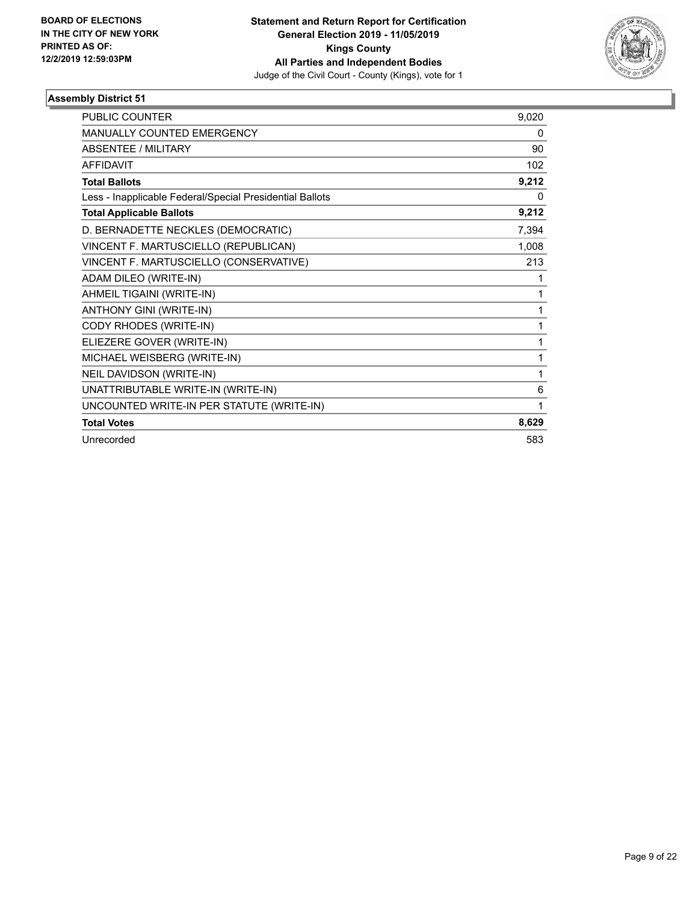**BOARD OF ELECTIONS IN THE CITY OF NEW YORK PRINTED AS OF: 12/2/2019 12:59:03PM**

**Statement and Return Report for Certification General Election 2019 - 11/05/2019 Kings County All Parties and Independent Bodies**

Judge of the Civil Court - County (Kings), vote for 1

### Assembly District 51

| | |
|---|---|
| PUBLIC COUNTER | 9,020 |
| MANUALLY COUNTED EMERGENCY | 0 |
| ABSENTEE / MILITARY | 90 |
| AFFIDAVIT | 102 |
| **Total Ballots** | **9,212** |
| Less - Inapplicable Federal/Special Presidential Ballots | 0 |
| **Total Applicable Ballots** | **9,212** |
| D. BERNADETTE NECKLES (DEMOCRATIC) | 7,394 |
| VINCENT F. MARTUSCIELLO (REPUBLICAN) | 1,008 |
| VINCENT F. MARTUSCIELLO (CONSERVATIVE) | 213 |
| ADAM DILEO (WRITE-IN) | 1 |
| AHMEIL TIGAINI (WRITE-IN) | 1 |
| ANTHONY GINI (WRITE-IN) | 1 |
| CODY RHODES (WRITE-IN) | 1 |
| ELIEZERE GOVER (WRITE-IN) | 1 |
| MICHAEL WEISBERG (WRITE-IN) | 1 |
| NEIL DAVIDSON (WRITE-IN) | 1 |
| UNATTRIBUTABLE WRITE-IN (WRITE-IN) | 6 |
| UNCOUNTED WRITE-IN PER STATUTE (WRITE-IN) | 1 |
| **Total Votes** | **8,629** |
| Unrecorded | 583 |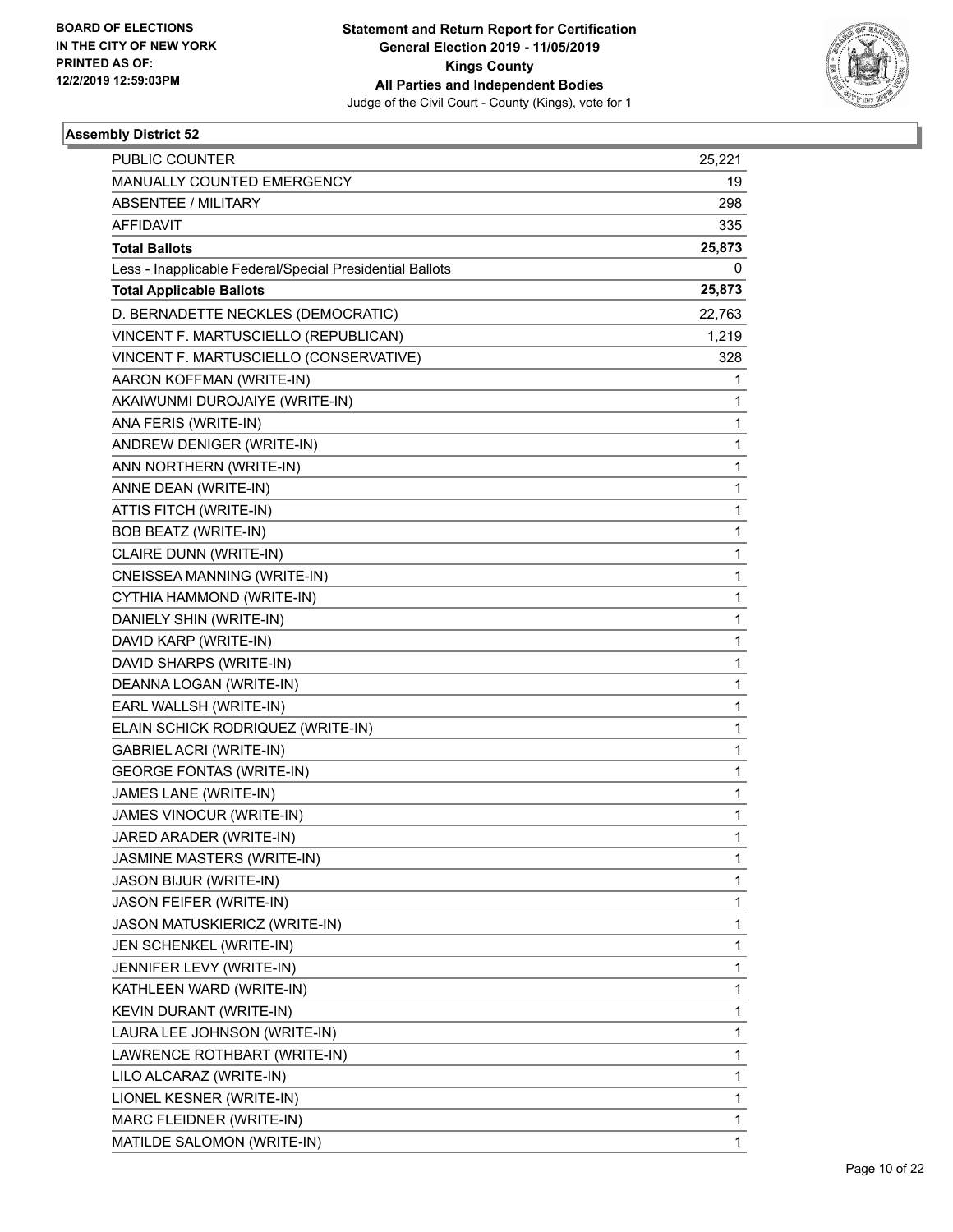**BOARD OF ELECTIONS IN THE CITY OF NEW YORK PRINTED AS OF: 12/2/2019 12:59:03PM**

**Statement and Return Report for Certification General Election 2019 - 11/05/2019 Kings County All Parties and Independent Bodies**

Judge of the Civil Court - County (Kings), vote for 1

### Assembly District 52

| | |
|---|---|
| PUBLIC COUNTER | 25,221 |
| MANUALLY COUNTED EMERGENCY | 19 |
| ABSENTEE / MILITARY | 298 |
| AFFIDAVIT | 335 |
| **Total Ballots** | **25,873** |
| Less - Inapplicable Federal/Special Presidential Ballots | 0 |
| **Total Applicable Ballots** | **25,873** |
| D. BERNADETTE NECKLES (DEMOCRATIC) | 22,763 |
| VINCENT F. MARTUSCIELLO (REPUBLICAN) | 1,219 |
| VINCENT F. MARTUSCIELLO (CONSERVATIVE) | 328 |
| AARON KOFFMAN (WRITE-IN) | 1 |
| AKAIWUNMI DUROJAIYE (WRITE-IN) | 1 |
| ANA FERIS (WRITE-IN) | 1 |
| ANDREW DENIGER (WRITE-IN) | 1 |
| ANN NORTHERN (WRITE-IN) | 1 |
| ANNE DEAN (WRITE-IN) | 1 |
| ATTIS FITCH (WRITE-IN) | 1 |
| BOB BEATZ (WRITE-IN) | 1 |
| CLAIRE DUNN (WRITE-IN) | 1 |
| CNEISSEA MANNING (WRITE-IN) | 1 |
| CYTHIA HAMMOND (WRITE-IN) | 1 |
| DANIELY SHIN (WRITE-IN) | 1 |
| DAVID KARP (WRITE-IN) | 1 |
| DAVID SHARPS (WRITE-IN) | 1 |
| DEANNA LOGAN (WRITE-IN) | 1 |
| EARL WALLSH (WRITE-IN) | 1 |
| ELAIN SCHICK RODRIQUEZ (WRITE-IN) | 1 |
| GABRIEL ACRI (WRITE-IN) | 1 |
| GEORGE FONTAS (WRITE-IN) | 1 |
| JAMES LANE (WRITE-IN) | 1 |
| JAMES VINOCUR (WRITE-IN) | 1 |
| JARED ARADER (WRITE-IN) | 1 |
| JASMINE MASTERS (WRITE-IN) | 1 |
| JASON BIJUR (WRITE-IN) | 1 |
| JASON FEIFER (WRITE-IN) | 1 |
| JASON MATUSKIERICZ (WRITE-IN) | 1 |
| JEN SCHENKEL (WRITE-IN) | 1 |
| JENNIFER LEVY (WRITE-IN) | 1 |
| KATHLEEN WARD (WRITE-IN) | 1 |
| KEVIN DURANT (WRITE-IN) | 1 |
| LAURA LEE JOHNSON (WRITE-IN) | 1 |
| LAWRENCE ROTHBART (WRITE-IN) | 1 |
| LILO ALCARAZ (WRITE-IN) | 1 |
| LIONEL KESNER (WRITE-IN) | 1 |
| MARC FLEIDNER (WRITE-IN) | 1 |
| MATILDE SALOMON (WRITE-IN) | 1 |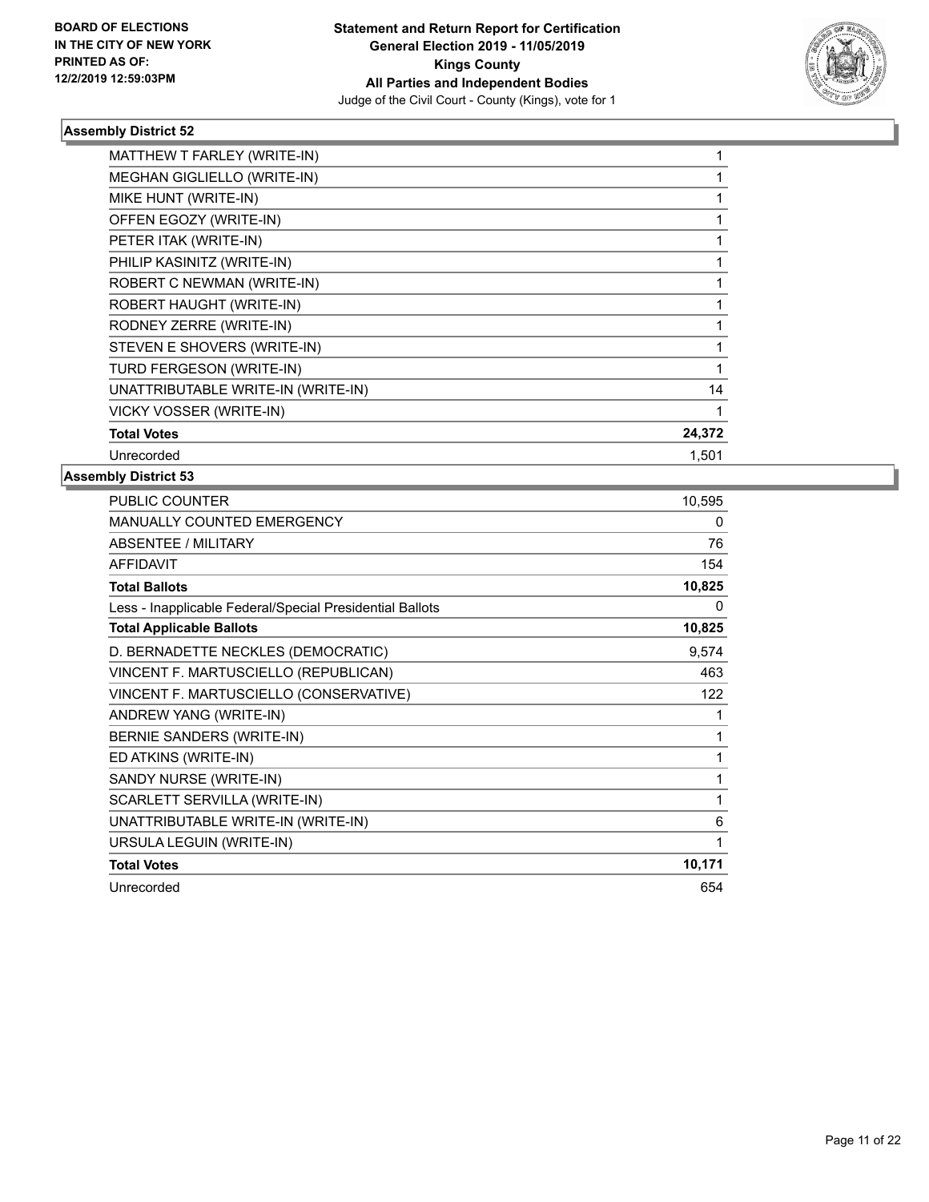**BOARD OF ELECTIONS IN THE CITY OF NEW YORK PRINTED AS OF: 12/2/2019 12:59:03PM**

**Statement and Return Report for Certification General Election 2019 - 11/05/2019 Kings County All Parties and Independent Bodies**
Judge of the Civil Court - County (Kings), vote for 1

### Assembly District 52

| | |
|---|---|
| MATTHEW T FARLEY (WRITE-IN) | 1 |
| MEGHAN GIGLIELLO (WRITE-IN) | 1 |
| MIKE HUNT (WRITE-IN) | 1 |
| OFFEN EGOZY (WRITE-IN) | 1 |
| PETER ITAK (WRITE-IN) | 1 |
| PHILIP KASINITZ (WRITE-IN) | 1 |
| ROBERT C NEWMAN (WRITE-IN) | 1 |
| ROBERT HAUGHT (WRITE-IN) | 1 |
| RODNEY ZERRE (WRITE-IN) | 1 |
| STEVEN E SHOVERS (WRITE-IN) | 1 |
| TURD FERGESON (WRITE-IN) | 1 |
| UNATTRIBUTABLE WRITE-IN (WRITE-IN) | 14 |
| VICKY VOSSER (WRITE-IN) | 1 |
| **Total Votes** | **24,372** |
| Unrecorded | 1,501 |

### Assembly District 53

| | |
|---|---|
| PUBLIC COUNTER | 10,595 |
| MANUALLY COUNTED EMERGENCY | 0 |
| ABSENTEE / MILITARY | 76 |
| AFFIDAVIT | 154 |
| **Total Ballots** | **10,825** |
| Less - Inapplicable Federal/Special Presidential Ballots | 0 |
| **Total Applicable Ballots** | **10,825** |
| D. BERNADETTE NECKLES (DEMOCRATIC) | 9,574 |
| VINCENT F. MARTUSCIELLO (REPUBLICAN) | 463 |
| VINCENT F. MARTUSCIELLO (CONSERVATIVE) | 122 |
| ANDREW YANG (WRITE-IN) | 1 |
| BERNIE SANDERS (WRITE-IN) | 1 |
| ED ATKINS (WRITE-IN) | 1 |
| SANDY NURSE (WRITE-IN) | 1 |
| SCARLETT SERVILLA (WRITE-IN) | 1 |
| UNATTRIBUTABLE WRITE-IN (WRITE-IN) | 6 |
| URSULA LEGUIN (WRITE-IN) | 1 |
| **Total Votes** | **10,171** |
| Unrecorded | 654 |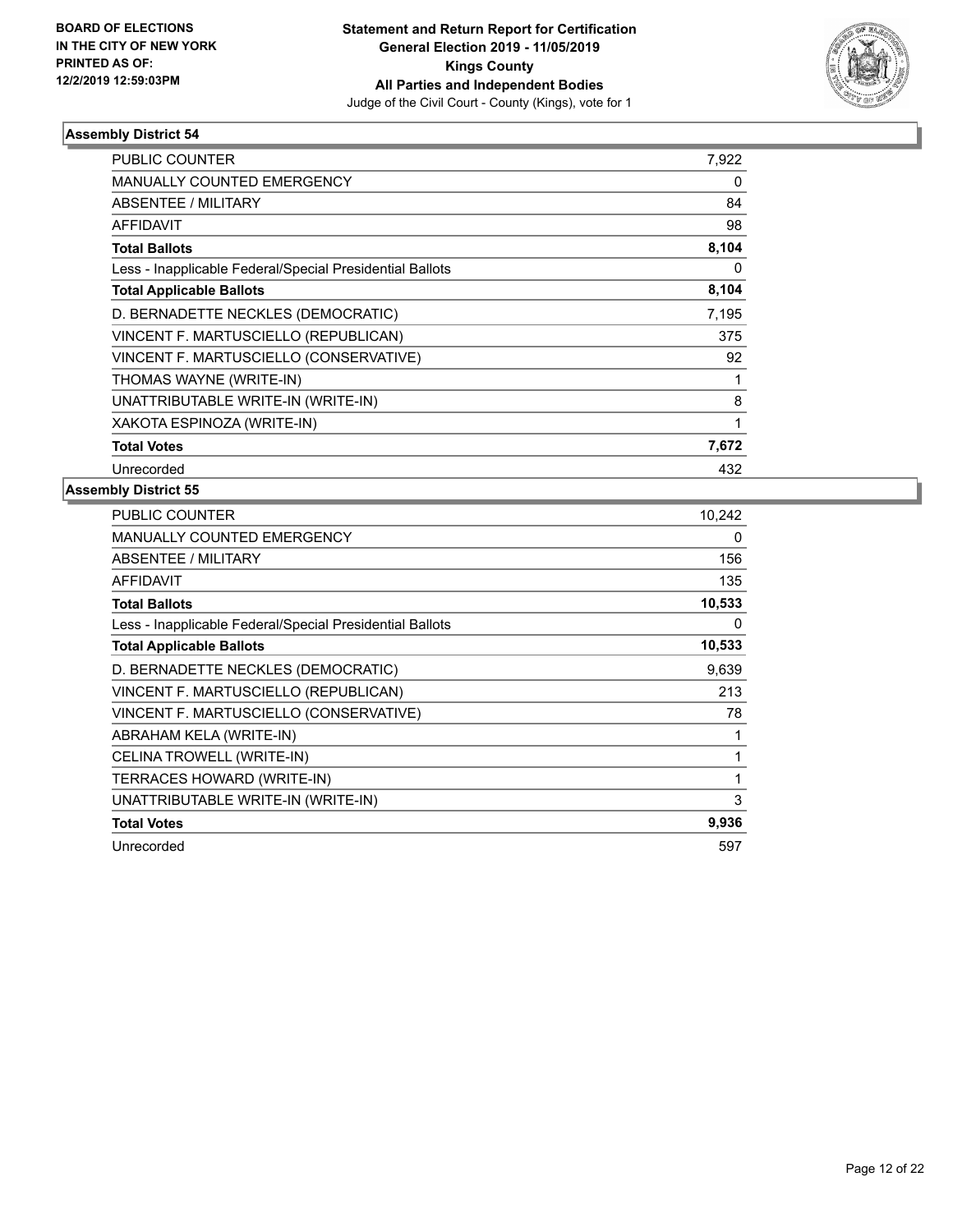BOARD OF ELECTIONS
IN THE CITY OF NEW YORK
PRINTED AS OF:
12/2/2019 12:59:03PM

**Statement and Return Report for Certification**
**General Election 2019 - 11/05/2019**
**Kings County**
**All Parties and Independent Bodies**
Judge of the Civil Court - County (Kings), vote for 1

### Assembly District 54

| | |
|---|---|
| PUBLIC COUNTER | 7,922 |
| MANUALLY COUNTED EMERGENCY | 0 |
| ABSENTEE / MILITARY | 84 |
| AFFIDAVIT | 98 |
| **Total Ballots** | **8,104** |
| Less - Inapplicable Federal/Special Presidential Ballots | 0 |
| **Total Applicable Ballots** | **8,104** |
| D. BERNADETTE NECKLES (DEMOCRATIC) | 7,195 |
| VINCENT F. MARTUSCIELLO (REPUBLICAN) | 375 |
| VINCENT F. MARTUSCIELLO (CONSERVATIVE) | 92 |
| THOMAS WAYNE (WRITE-IN) | 1 |
| UNATTRIBUTABLE WRITE-IN (WRITE-IN) | 8 |
| XAKOTA ESPINOZA (WRITE-IN) | 1 |
| **Total Votes** | **7,672** |
| Unrecorded | 432 |

### Assembly District 55

| | |
|---|---|
| PUBLIC COUNTER | 10,242 |
| MANUALLY COUNTED EMERGENCY | 0 |
| ABSENTEE / MILITARY | 156 |
| AFFIDAVIT | 135 |
| **Total Ballots** | **10,533** |
| Less - Inapplicable Federal/Special Presidential Ballots | 0 |
| **Total Applicable Ballots** | **10,533** |
| D. BERNADETTE NECKLES (DEMOCRATIC) | 9,639 |
| VINCENT F. MARTUSCIELLO (REPUBLICAN) | 213 |
| VINCENT F. MARTUSCIELLO (CONSERVATIVE) | 78 |
| ABRAHAM KELA (WRITE-IN) | 1 |
| CELINA TROWELL (WRITE-IN) | 1 |
| TERRACES HOWARD (WRITE-IN) | 1 |
| UNATTRIBUTABLE WRITE-IN (WRITE-IN) | 3 |
| **Total Votes** | **9,936** |
| Unrecorded | 597 |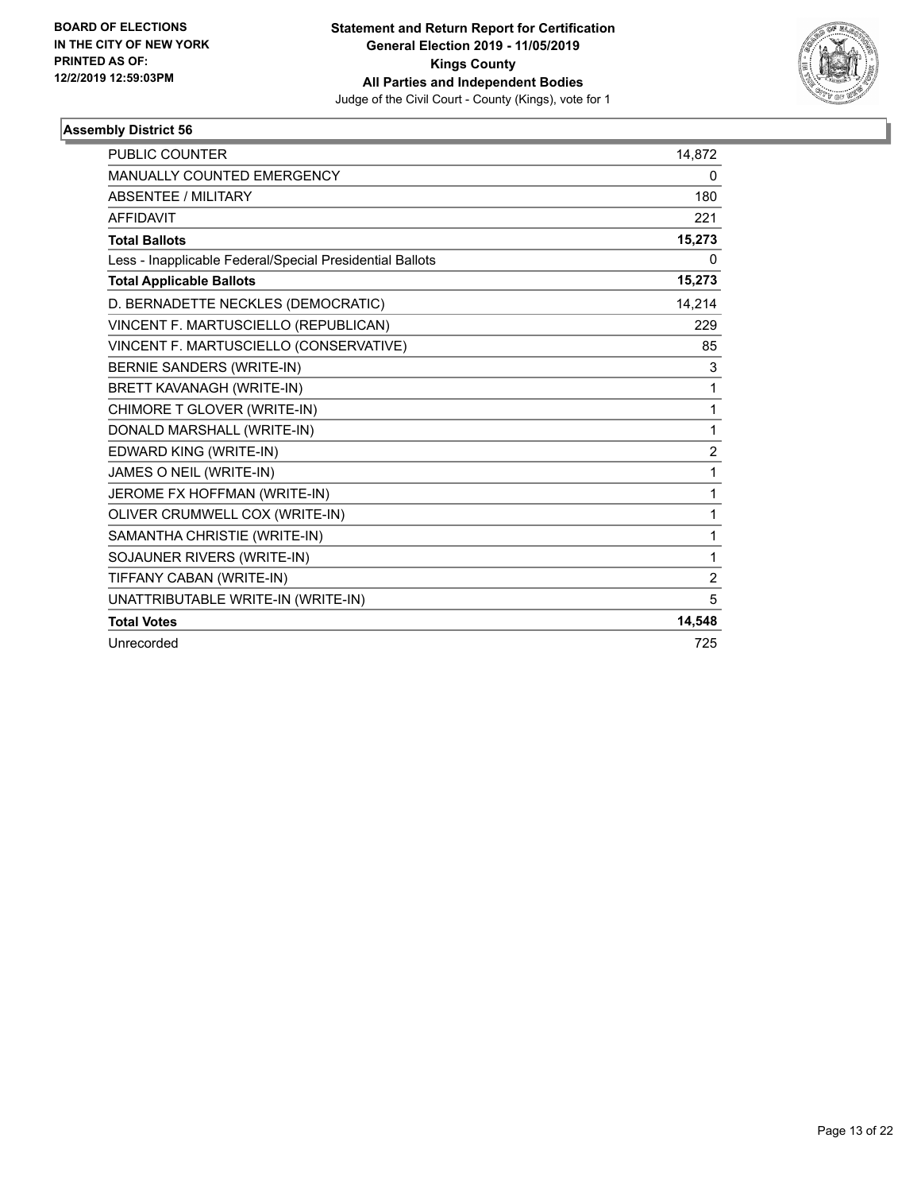**BOARD OF ELECTIONS IN THE CITY OF NEW YORK PRINTED AS OF: 12/2/2019 12:59:03PM**

**Statement and Return Report for Certification**
**General Election 2019 - 11/05/2019**
**Kings County**
**All Parties and Independent Bodies**
Judge of the Civil Court - County (Kings), vote for 1

### Assembly District 56

| | |
|---|---|
| PUBLIC COUNTER | 14,872 |
| MANUALLY COUNTED EMERGENCY | 0 |
| ABSENTEE / MILITARY | 180 |
| AFFIDAVIT | 221 |
| **Total Ballots** | **15,273** |
| Less - Inapplicable Federal/Special Presidential Ballots | 0 |
| **Total Applicable Ballots** | **15,273** |
| D. BERNADETTE NECKLES (DEMOCRATIC) | 14,214 |
| VINCENT F. MARTUSCIELLO (REPUBLICAN) | 229 |
| VINCENT F. MARTUSCIELLO (CONSERVATIVE) | 85 |
| BERNIE SANDERS (WRITE-IN) | 3 |
| BRETT KAVANAGH (WRITE-IN) | 1 |
| CHIMORE T GLOVER (WRITE-IN) | 1 |
| DONALD MARSHALL (WRITE-IN) | 1 |
| EDWARD KING (WRITE-IN) | 2 |
| JAMES O NEIL (WRITE-IN) | 1 |
| JEROME FX HOFFMAN (WRITE-IN) | 1 |
| OLIVER CRUMWELL COX (WRITE-IN) | 1 |
| SAMANTHA CHRISTIE (WRITE-IN) | 1 |
| SOJAUNER RIVERS (WRITE-IN) | 1 |
| TIFFANY CABAN (WRITE-IN) | 2 |
| UNATTRIBUTABLE WRITE-IN (WRITE-IN) | 5 |
| **Total Votes** | **14,548** |
| Unrecorded | 725 |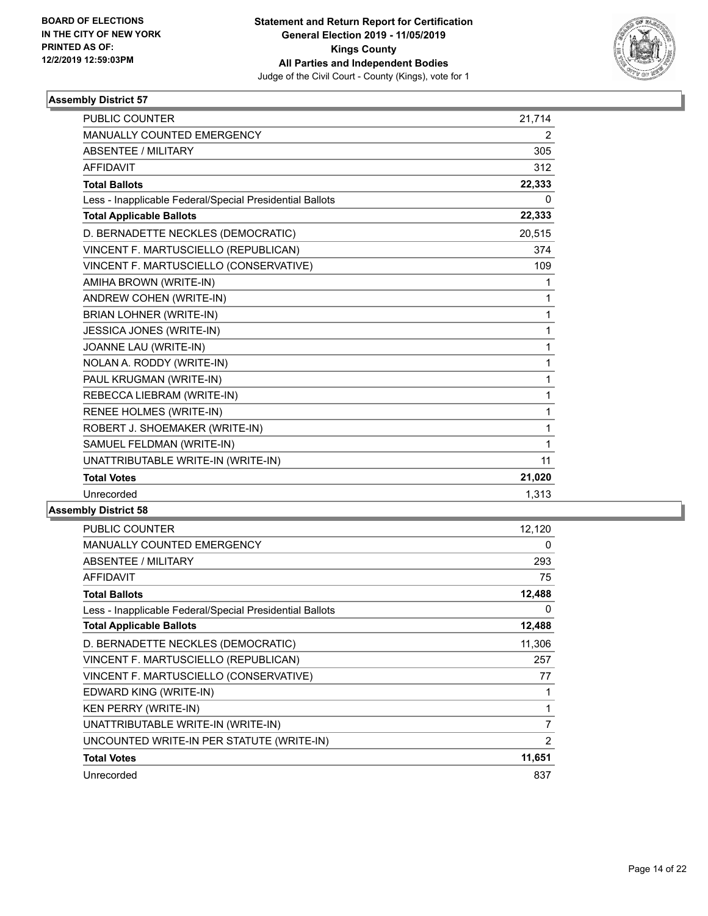# Statement and Return Report for Certification
## General Election 2019 - 11/05/2019
## Kings County
## All Parties and Independent Bodies
Judge of the Civil Court - County (Kings), vote for 1

BOARD OF ELECTIONS IN THE CITY OF NEW YORK
PRINTED AS OF: 12/2/2019 12:59:03PM

### Assembly District 57

| | |
|---|---|
| PUBLIC COUNTER | 21,714 |
| MANUALLY COUNTED EMERGENCY | 2 |
| ABSENTEE / MILITARY | 305 |
| AFFIDAVIT | 312 |
| **Total Ballots** | **22,333** |
| Less - Inapplicable Federal/Special Presidential Ballots | 0 |
| **Total Applicable Ballots** | **22,333** |
| D. BERNADETTE NECKLES (DEMOCRATIC) | 20,515 |
| VINCENT F. MARTUSCIELLO (REPUBLICAN) | 374 |
| VINCENT F. MARTUSCIELLO (CONSERVATIVE) | 109 |
| AMIHA BROWN (WRITE-IN) | 1 |
| ANDREW COHEN (WRITE-IN) | 1 |
| BRIAN LOHNER (WRITE-IN) | 1 |
| JESSICA JONES (WRITE-IN) | 1 |
| JOANNE LAU (WRITE-IN) | 1 |
| NOLAN A. RODDY (WRITE-IN) | 1 |
| PAUL KRUGMAN (WRITE-IN) | 1 |
| REBECCA LIEBRAM (WRITE-IN) | 1 |
| RENEE HOLMES (WRITE-IN) | 1 |
| ROBERT J. SHOEMAKER (WRITE-IN) | 1 |
| SAMUEL FELDMAN (WRITE-IN) | 1 |
| UNATTRIBUTABLE WRITE-IN (WRITE-IN) | 11 |
| **Total Votes** | **21,020** |
| Unrecorded | 1,313 |

### Assembly District 58

| | |
|---|---|
| PUBLIC COUNTER | 12,120 |
| MANUALLY COUNTED EMERGENCY | 0 |
| ABSENTEE / MILITARY | 293 |
| AFFIDAVIT | 75 |
| **Total Ballots** | **12,488** |
| Less - Inapplicable Federal/Special Presidential Ballots | 0 |
| **Total Applicable Ballots** | **12,488** |
| D. BERNADETTE NECKLES (DEMOCRATIC) | 11,306 |
| VINCENT F. MARTUSCIELLO (REPUBLICAN) | 257 |
| VINCENT F. MARTUSCIELLO (CONSERVATIVE) | 77 |
| EDWARD KING (WRITE-IN) | 1 |
| KEN PERRY (WRITE-IN) | 1 |
| UNATTRIBUTABLE WRITE-IN (WRITE-IN) | 7 |
| UNCOUNTED WRITE-IN PER STATUTE (WRITE-IN) | 2 |
| **Total Votes** | **11,651** |
| Unrecorded | 837 |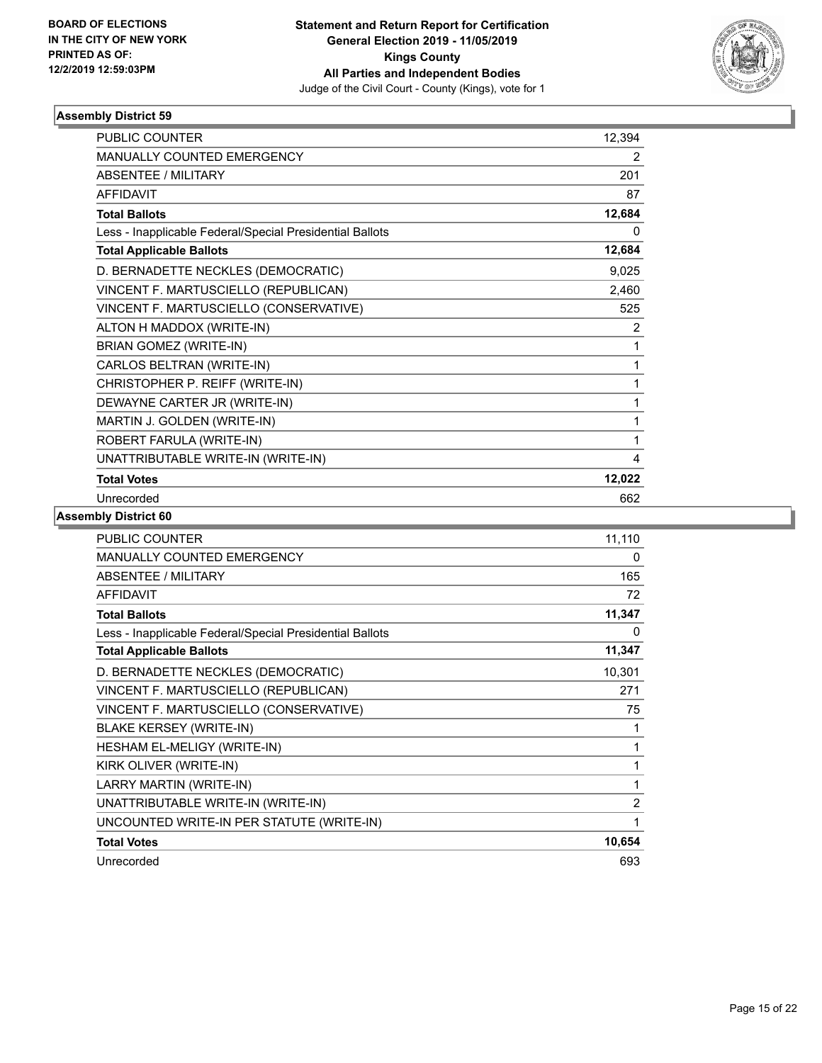**BOARD OF ELECTIONS IN THE CITY OF NEW YORK PRINTED AS OF: 12/2/2019 12:59:03PM**

**Statement and Return Report for Certification General Election 2019 - 11/05/2019 Kings County All Parties and Independent Bodies**

Judge of the Civil Court - County (Kings), vote for 1

### Assembly District 59

| | |
|---|---|
| PUBLIC COUNTER | 12,394 |
| MANUALLY COUNTED EMERGENCY | 2 |
| ABSENTEE / MILITARY | 201 |
| AFFIDAVIT | 87 |
| **Total Ballots** | **12,684** |
| Less - Inapplicable Federal/Special Presidential Ballots | 0 |
| **Total Applicable Ballots** | **12,684** |
| D. BERNADETTE NECKLES (DEMOCRATIC) | 9,025 |
| VINCENT F. MARTUSCIELLO (REPUBLICAN) | 2,460 |
| VINCENT F. MARTUSCIELLO (CONSERVATIVE) | 525 |
| ALTON H MADDOX (WRITE-IN) | 2 |
| BRIAN GOMEZ (WRITE-IN) | 1 |
| CARLOS BELTRAN (WRITE-IN) | 1 |
| CHRISTOPHER P. REIFF (WRITE-IN) | 1 |
| DEWAYNE CARTER JR (WRITE-IN) | 1 |
| MARTIN J. GOLDEN (WRITE-IN) | 1 |
| ROBERT FARULA (WRITE-IN) | 1 |
| UNATTRIBUTABLE WRITE-IN (WRITE-IN) | 4 |
| **Total Votes** | **12,022** |
| Unrecorded | 662 |

### Assembly District 60

| | |
|---|---|
| PUBLIC COUNTER | 11,110 |
| MANUALLY COUNTED EMERGENCY | 0 |
| ABSENTEE / MILITARY | 165 |
| AFFIDAVIT | 72 |
| **Total Ballots** | **11,347** |
| Less - Inapplicable Federal/Special Presidential Ballots | 0 |
| **Total Applicable Ballots** | **11,347** |
| D. BERNADETTE NECKLES (DEMOCRATIC) | 10,301 |
| VINCENT F. MARTUSCIELLO (REPUBLICAN) | 271 |
| VINCENT F. MARTUSCIELLO (CONSERVATIVE) | 75 |
| BLAKE KERSEY (WRITE-IN) | 1 |
| HESHAM EL-MELIGY (WRITE-IN) | 1 |
| KIRK OLIVER (WRITE-IN) | 1 |
| LARRY MARTIN (WRITE-IN) | 1 |
| UNATTRIBUTABLE WRITE-IN (WRITE-IN) | 2 |
| UNCOUNTED WRITE-IN PER STATUTE (WRITE-IN) | 1 |
| **Total Votes** | **10,654** |
| Unrecorded | 693 |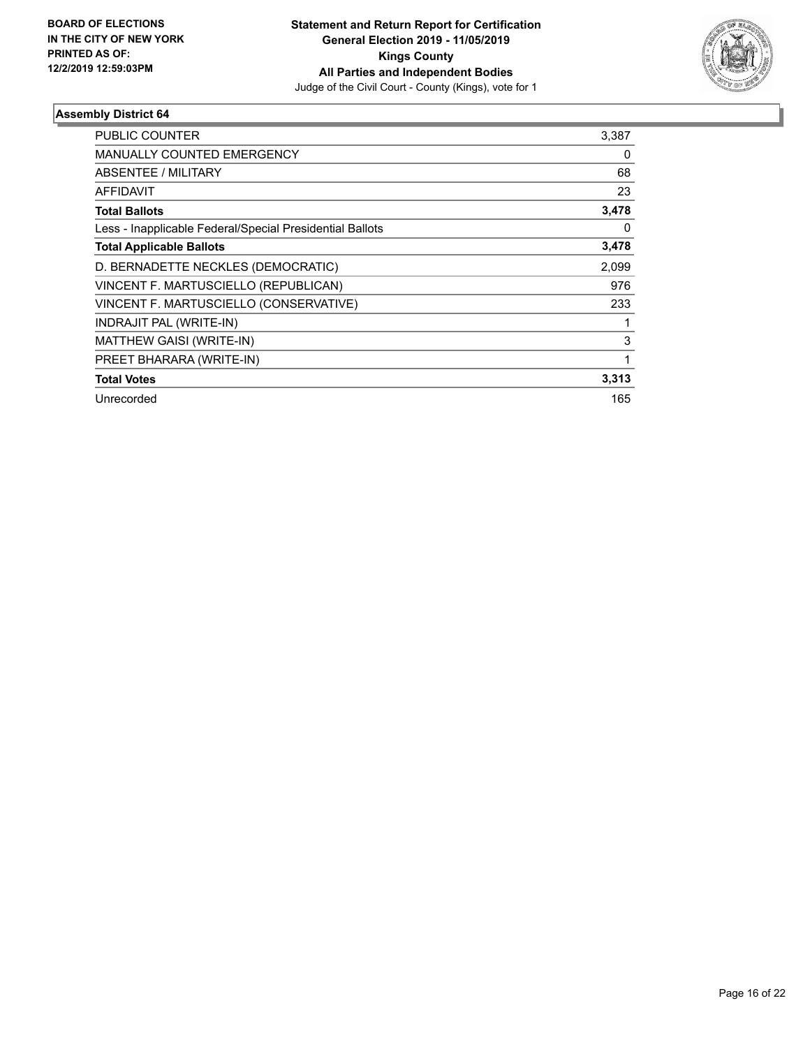**BOARD OF ELECTIONS IN THE CITY OF NEW YORK PRINTED AS OF: 12/2/2019 12:59:03PM**

**Statement and Return Report for Certification General Election 2019 - 11/05/2019 Kings County All Parties and Independent Bodies**

Judge of the Civil Court - County (Kings), vote for 1

### Assembly District 64

| | |
|---|---|
| PUBLIC COUNTER | 3,387 |
| MANUALLY COUNTED EMERGENCY | 0 |
| ABSENTEE / MILITARY | 68 |
| AFFIDAVIT | 23 |
| **Total Ballots** | **3,478** |
| Less - Inapplicable Federal/Special Presidential Ballots | 0 |
| **Total Applicable Ballots** | **3,478** |
| D. BERNADETTE NECKLES (DEMOCRATIC) | 2,099 |
| VINCENT F. MARTUSCIELLO (REPUBLICAN) | 976 |
| VINCENT F. MARTUSCIELLO (CONSERVATIVE) | 233 |
| INDRAJIT PAL (WRITE-IN) | 1 |
| MATTHEW GAISI (WRITE-IN) | 3 |
| PREET BHARARA (WRITE-IN) | 1 |
| **Total Votes** | **3,313** |
| Unrecorded | 165 |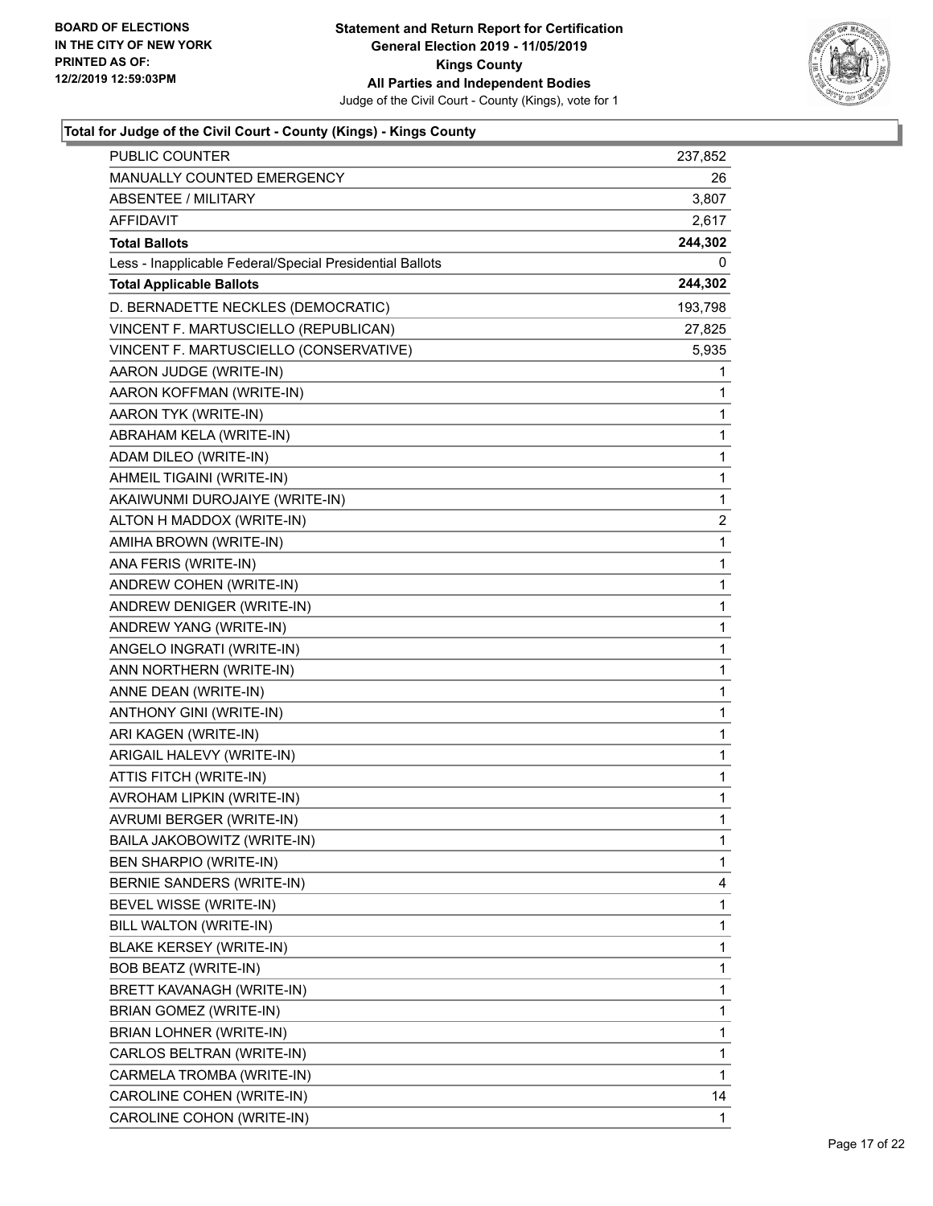**Statement and Return Report for Certification**
**General Election 2019 - 11/05/2019**
**Kings County**
**All Parties and Independent Bodies**
Judge of the Civil Court - County (Kings), vote for 1

BOARD OF ELECTIONS IN THE CITY OF NEW YORK PRINTED AS OF: 12/2/2019 12:59:03PM

### Total for Judge of the Civil Court - County (Kings) - Kings County

| | |
|---|---|
| PUBLIC COUNTER | 237,852 |
| MANUALLY COUNTED EMERGENCY | 26 |
| ABSENTEE / MILITARY | 3,807 |
| AFFIDAVIT | 2,617 |
| **Total Ballots** | **244,302** |
| Less - Inapplicable Federal/Special Presidential Ballots | 0 |
| **Total Applicable Ballots** | **244,302** |
| D. BERNADETTE NECKLES (DEMOCRATIC) | 193,798 |
| VINCENT F. MARTUSCIELLO (REPUBLICAN) | 27,825 |
| VINCENT F. MARTUSCIELLO (CONSERVATIVE) | 5,935 |
| AARON JUDGE (WRITE-IN) | 1 |
| AARON KOFFMAN (WRITE-IN) | 1 |
| AARON TYK (WRITE-IN) | 1 |
| ABRAHAM KELA (WRITE-IN) | 1 |
| ADAM DILEO (WRITE-IN) | 1 |
| AHMEIL TIGAINI (WRITE-IN) | 1 |
| AKAIWUNMI DUROJAIYE (WRITE-IN) | 1 |
| ALTON H MADDOX (WRITE-IN) | 2 |
| AMIHA BROWN (WRITE-IN) | 1 |
| ANA FERIS (WRITE-IN) | 1 |
| ANDREW COHEN (WRITE-IN) | 1 |
| ANDREW DENIGER (WRITE-IN) | 1 |
| ANDREW YANG (WRITE-IN) | 1 |
| ANGELO INGRATI (WRITE-IN) | 1 |
| ANN NORTHERN (WRITE-IN) | 1 |
| ANNE DEAN (WRITE-IN) | 1 |
| ANTHONY GINI (WRITE-IN) | 1 |
| ARI KAGEN (WRITE-IN) | 1 |
| ARIGAIL HALEVY (WRITE-IN) | 1 |
| ATTIS FITCH (WRITE-IN) | 1 |
| AVROHAM LIPKIN (WRITE-IN) | 1 |
| AVRUMI BERGER (WRITE-IN) | 1 |
| BAILA JAKOBOWITZ (WRITE-IN) | 1 |
| BEN SHARPIO (WRITE-IN) | 1 |
| BERNIE SANDERS (WRITE-IN) | 4 |
| BEVEL WISSE (WRITE-IN) | 1 |
| BILL WALTON (WRITE-IN) | 1 |
| BLAKE KERSEY (WRITE-IN) | 1 |
| BOB BEATZ (WRITE-IN) | 1 |
| BRETT KAVANAGH (WRITE-IN) | 1 |
| BRIAN GOMEZ (WRITE-IN) | 1 |
| BRIAN LOHNER (WRITE-IN) | 1 |
| CARLOS BELTRAN (WRITE-IN) | 1 |
| CARMELA TROMBA (WRITE-IN) | 1 |
| CAROLINE COHEN (WRITE-IN) | 14 |
| CAROLINE COHON (WRITE-IN) | 1 |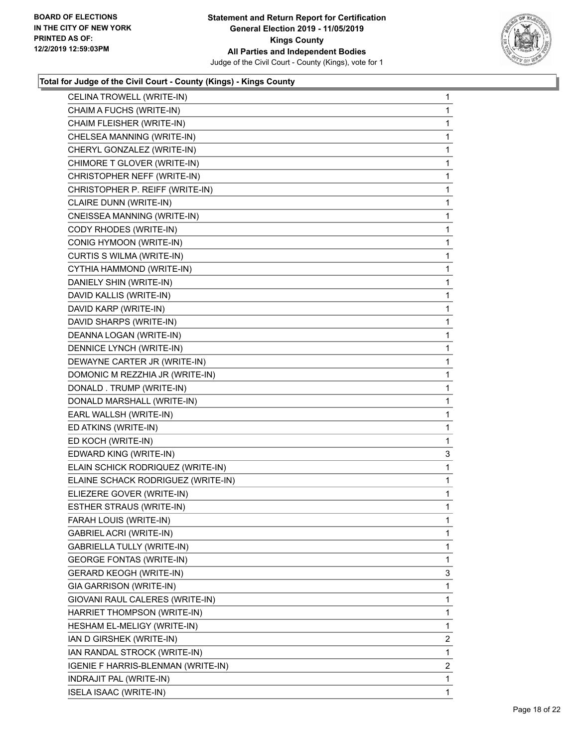**Total for Judge of the Civil Court - County (Kings) - Kings County**

| Candidate | Votes |
|---|---|
| CELINA TROWELL (WRITE-IN) | 1 |
| CHAIM A FUCHS (WRITE-IN) | 1 |
| CHAIM FLEISHER (WRITE-IN) | 1 |
| CHELSEA MANNING (WRITE-IN) | 1 |
| CHERYL GONZALEZ (WRITE-IN) | 1 |
| CHIMORE T GLOVER (WRITE-IN) | 1 |
| CHRISTOPHER NEFF (WRITE-IN) | 1 |
| CHRISTOPHER P. REIFF (WRITE-IN) | 1 |
| CLAIRE DUNN (WRITE-IN) | 1 |
| CNEISSEA MANNING (WRITE-IN) | 1 |
| CODY RHODES (WRITE-IN) | 1 |
| CONIG HYMOON (WRITE-IN) | 1 |
| CURTIS S WILMA (WRITE-IN) | 1 |
| CYTHIA HAMMOND (WRITE-IN) | 1 |
| DANIELY SHIN (WRITE-IN) | 1 |
| DAVID KALLIS (WRITE-IN) | 1 |
| DAVID KARP (WRITE-IN) | 1 |
| DAVID SHARPS (WRITE-IN) | 1 |
| DEANNA LOGAN (WRITE-IN) | 1 |
| DENNICE LYNCH (WRITE-IN) | 1 |
| DEWAYNE CARTER JR (WRITE-IN) | 1 |
| DOMONIC M REZZHIA JR (WRITE-IN) | 1 |
| DONALD . TRUMP (WRITE-IN) | 1 |
| DONALD MARSHALL (WRITE-IN) | 1 |
| EARL WALLSH (WRITE-IN) | 1 |
| ED ATKINS (WRITE-IN) | 1 |
| ED KOCH (WRITE-IN) | 1 |
| EDWARD KING (WRITE-IN) | 3 |
| ELAIN SCHICK RODRIQUEZ (WRITE-IN) | 1 |
| ELAINE SCHACK RODRIGUEZ (WRITE-IN) | 1 |
| ELIEZERE GOVER (WRITE-IN) | 1 |
| ESTHER STRAUS (WRITE-IN) | 1 |
| FARAH LOUIS (WRITE-IN) | 1 |
| GABRIEL ACRI (WRITE-IN) | 1 |
| GABRIELLA TULLY (WRITE-IN) | 1 |
| GEORGE FONTAS (WRITE-IN) | 1 |
| GERARD KEOGH (WRITE-IN) | 3 |
| GIA GARRISON (WRITE-IN) | 1 |
| GIOVANI RAUL CALERES (WRITE-IN) | 1 |
| HARRIET THOMPSON (WRITE-IN) | 1 |
| HESHAM EL-MELIGY (WRITE-IN) | 1 |
| IAN D GIRSHEK (WRITE-IN) | 2 |
| IAN RANDAL STROCK (WRITE-IN) | 1 |
| IGENIE F HARRIS-BLENMAN (WRITE-IN) | 2 |
| INDRAJIT PAL (WRITE-IN) | 1 |
| ISELA ISAAC (WRITE-IN) | 1 |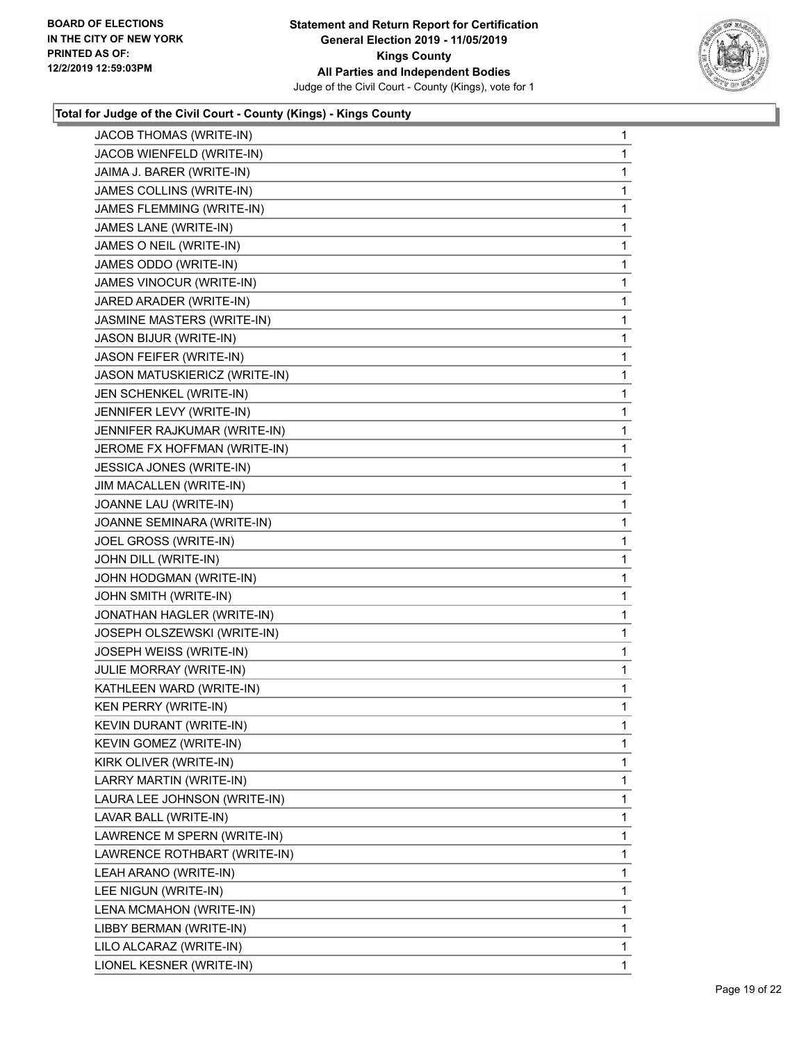**Total for Judge of the Civil Court - County (Kings) - Kings County**

| | |
|---|---|
| JACOB THOMAS (WRITE-IN) | 1 |
| JACOB WIENFELD (WRITE-IN) | 1 |
| JAIMA J. BARER (WRITE-IN) | 1 |
| JAMES COLLINS (WRITE-IN) | 1 |
| JAMES FLEMMING (WRITE-IN) | 1 |
| JAMES LANE (WRITE-IN) | 1 |
| JAMES O NEIL (WRITE-IN) | 1 |
| JAMES ODDO (WRITE-IN) | 1 |
| JAMES VINOCUR (WRITE-IN) | 1 |
| JARED ARADER (WRITE-IN) | 1 |
| JASMINE MASTERS (WRITE-IN) | 1 |
| JASON BIJUR (WRITE-IN) | 1 |
| JASON FEIFER (WRITE-IN) | 1 |
| JASON MATUSKIERICZ (WRITE-IN) | 1 |
| JEN SCHENKEL (WRITE-IN) | 1 |
| JENNIFER LEVY (WRITE-IN) | 1 |
| JENNIFER RAJKUMAR (WRITE-IN) | 1 |
| JEROME FX HOFFMAN (WRITE-IN) | 1 |
| JESSICA JONES (WRITE-IN) | 1 |
| JIM MACALLEN (WRITE-IN) | 1 |
| JOANNE LAU (WRITE-IN) | 1 |
| JOANNE SEMINARA (WRITE-IN) | 1 |
| JOEL GROSS (WRITE-IN) | 1 |
| JOHN DILL (WRITE-IN) | 1 |
| JOHN HODGMAN (WRITE-IN) | 1 |
| JOHN SMITH (WRITE-IN) | 1 |
| JONATHAN HAGLER (WRITE-IN) | 1 |
| JOSEPH OLSZEWSKI (WRITE-IN) | 1 |
| JOSEPH WEISS (WRITE-IN) | 1 |
| JULIE MORRAY (WRITE-IN) | 1 |
| KATHLEEN WARD (WRITE-IN) | 1 |
| KEN PERRY (WRITE-IN) | 1 |
| KEVIN DURANT (WRITE-IN) | 1 |
| KEVIN GOMEZ (WRITE-IN) | 1 |
| KIRK OLIVER (WRITE-IN) | 1 |
| LARRY MARTIN (WRITE-IN) | 1 |
| LAURA LEE JOHNSON (WRITE-IN) | 1 |
| LAVAR BALL (WRITE-IN) | 1 |
| LAWRENCE M SPERN (WRITE-IN) | 1 |
| LAWRENCE ROTHBART (WRITE-IN) | 1 |
| LEAH ARANO (WRITE-IN) | 1 |
| LEE NIGUN (WRITE-IN) | 1 |
| LENA MCMAHON (WRITE-IN) | 1 |
| LIBBY BERMAN (WRITE-IN) | 1 |
| LILO ALCARAZ (WRITE-IN) | 1 |
| LIONEL KESNER (WRITE-IN) | 1 |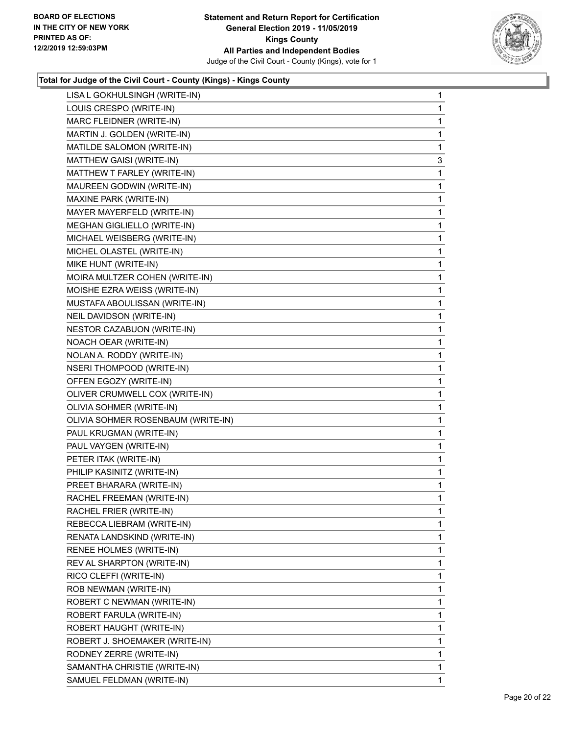**Total for Judge of the Civil Court - County (Kings) - Kings County**

| | |
|---|---|
| LISA L GOKHULSINGH (WRITE-IN) | 1 |
| LOUIS CRESPO (WRITE-IN) | 1 |
| MARC FLEIDNER (WRITE-IN) | 1 |
| MARTIN J. GOLDEN (WRITE-IN) | 1 |
| MATILDE SALOMON (WRITE-IN) | 1 |
| MATTHEW GAISI (WRITE-IN) | 3 |
| MATTHEW T FARLEY (WRITE-IN) | 1 |
| MAUREEN GODWIN (WRITE-IN) | 1 |
| MAXINE PARK (WRITE-IN) | 1 |
| MAYER MAYERFELD (WRITE-IN) | 1 |
| MEGHAN GIGLIELLO (WRITE-IN) | 1 |
| MICHAEL WEISBERG (WRITE-IN) | 1 |
| MICHEL OLASTEL (WRITE-IN) | 1 |
| MIKE HUNT (WRITE-IN) | 1 |
| MOIRA MULTZER COHEN (WRITE-IN) | 1 |
| MOISHE EZRA WEISS (WRITE-IN) | 1 |
| MUSTAFA ABOULISSAN (WRITE-IN) | 1 |
| NEIL DAVIDSON (WRITE-IN) | 1 |
| NESTOR CAZABUON (WRITE-IN) | 1 |
| NOACH OEAR (WRITE-IN) | 1 |
| NOLAN A. RODDY (WRITE-IN) | 1 |
| NSERI THOMPOOD (WRITE-IN) | 1 |
| OFFEN EGOZY (WRITE-IN) | 1 |
| OLIVER CRUMWELL COX (WRITE-IN) | 1 |
| OLIVIA SOHMER (WRITE-IN) | 1 |
| OLIVIA SOHMER ROSENBAUM (WRITE-IN) | 1 |
| PAUL KRUGMAN (WRITE-IN) | 1 |
| PAUL VAYGEN (WRITE-IN) | 1 |
| PETER ITAK (WRITE-IN) | 1 |
| PHILIP KASINITZ (WRITE-IN) | 1 |
| PREET BHARARA (WRITE-IN) | 1 |
| RACHEL FREEMAN (WRITE-IN) | 1 |
| RACHEL FRIER (WRITE-IN) | 1 |
| REBECCA LIEBRAM (WRITE-IN) | 1 |
| RENATA LANDSKIND (WRITE-IN) | 1 |
| RENEE HOLMES (WRITE-IN) | 1 |
| REV AL SHARPTON (WRITE-IN) | 1 |
| RICO CLEFFI (WRITE-IN) | 1 |
| ROB NEWMAN (WRITE-IN) | 1 |
| ROBERT C NEWMAN (WRITE-IN) | 1 |
| ROBERT FARULA (WRITE-IN) | 1 |
| ROBERT HAUGHT (WRITE-IN) | 1 |
| ROBERT J. SHOEMAKER (WRITE-IN) | 1 |
| RODNEY ZERRE (WRITE-IN) | 1 |
| SAMANTHA CHRISTIE (WRITE-IN) | 1 |
| SAMUEL FELDMAN (WRITE-IN) | 1 |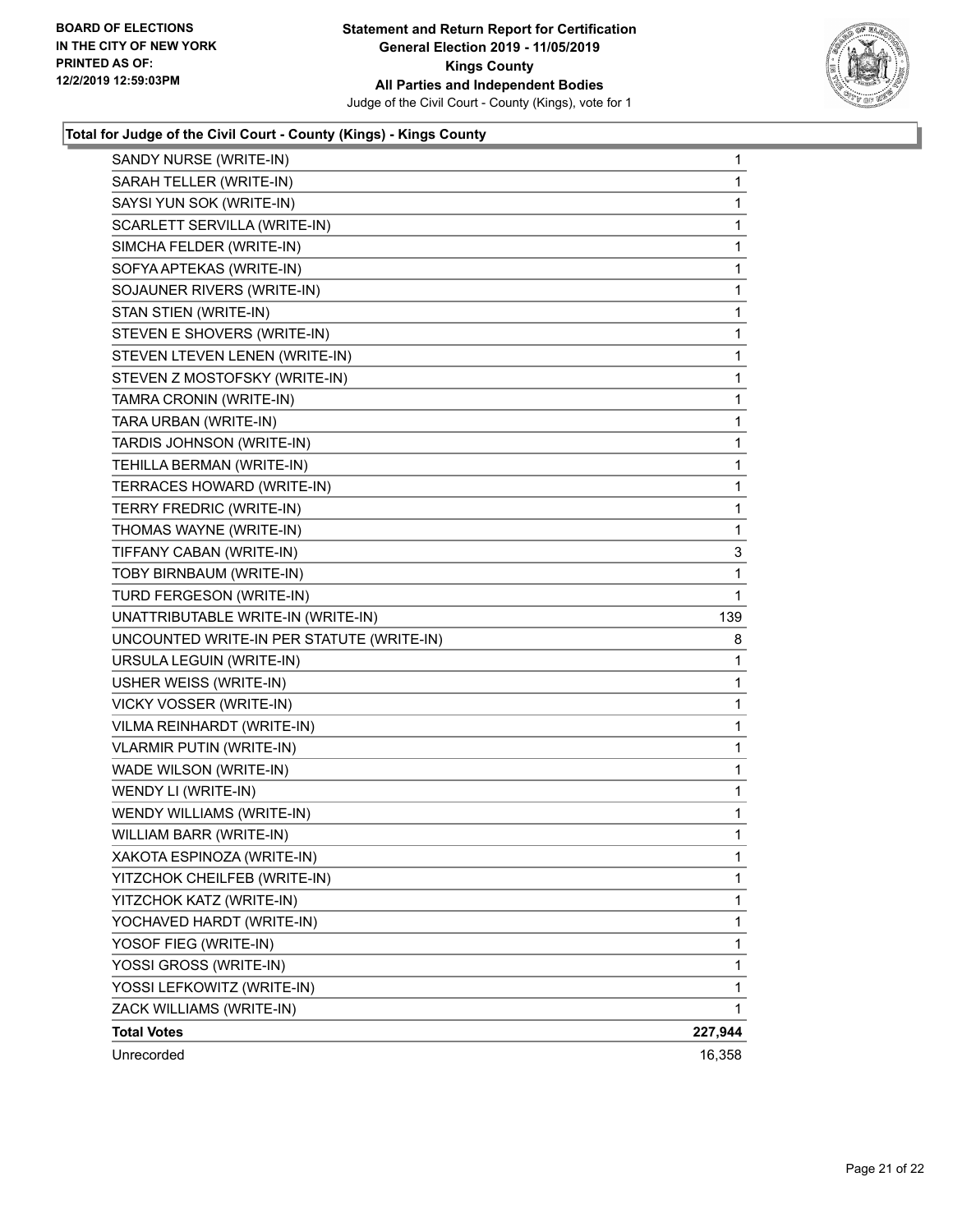**BOARD OF ELECTIONS IN THE CITY OF NEW YORK PRINTED AS OF: 12/2/2019 12:59:03PM**

**Statement and Return Report for Certification General Election 2019 - 11/05/2019 Kings County All Parties and Independent Bodies**

Judge of the Civil Court - County (Kings), vote for 1

### Total for Judge of the Civil Court - County (Kings) - Kings County

| | |
|---|---|
| SANDY NURSE (WRITE-IN) | 1 |
| SARAH TELLER (WRITE-IN) | 1 |
| SAYSI YUN SOK (WRITE-IN) | 1 |
| SCARLETT SERVILLA (WRITE-IN) | 1 |
| SIMCHA FELDER (WRITE-IN) | 1 |
| SOFYA APTEKAS (WRITE-IN) | 1 |
| SOJAUNER RIVERS (WRITE-IN) | 1 |
| STAN STIEN (WRITE-IN) | 1 |
| STEVEN E SHOVERS (WRITE-IN) | 1 |
| STEVEN LTEVEN LENEN (WRITE-IN) | 1 |
| STEVEN Z MOSTOFSKY (WRITE-IN) | 1 |
| TAMRA CRONIN (WRITE-IN) | 1 |
| TARA URBAN (WRITE-IN) | 1 |
| TARDIS JOHNSON (WRITE-IN) | 1 |
| TEHILLA BERMAN (WRITE-IN) | 1 |
| TERRACES HOWARD (WRITE-IN) | 1 |
| TERRY FREDRIC (WRITE-IN) | 1 |
| THOMAS WAYNE (WRITE-IN) | 1 |
| TIFFANY CABAN (WRITE-IN) | 3 |
| TOBY BIRNBAUM (WRITE-IN) | 1 |
| TURD FERGESON (WRITE-IN) | 1 |
| UNATTRIBUTABLE WRITE-IN (WRITE-IN) | 139 |
| UNCOUNTED WRITE-IN PER STATUTE (WRITE-IN) | 8 |
| URSULA LEGUIN (WRITE-IN) | 1 |
| USHER WEISS (WRITE-IN) | 1 |
| VICKY VOSSER (WRITE-IN) | 1 |
| VILMA REINHARDT (WRITE-IN) | 1 |
| VLARMIR PUTIN (WRITE-IN) | 1 |
| WADE WILSON (WRITE-IN) | 1 |
| WENDY LI (WRITE-IN) | 1 |
| WENDY WILLIAMS (WRITE-IN) | 1 |
| WILLIAM BARR (WRITE-IN) | 1 |
| XAKOTA ESPINOZA (WRITE-IN) | 1 |
| YITZCHOK CHEILFEB (WRITE-IN) | 1 |
| YITZCHOK KATZ (WRITE-IN) | 1 |
| YOCHAVED HARDT (WRITE-IN) | 1 |
| YOSOF FIEG (WRITE-IN) | 1 |
| YOSSI GROSS (WRITE-IN) | 1 |
| YOSSI LEFKOWITZ (WRITE-IN) | 1 |
| ZACK WILLIAMS (WRITE-IN) | 1 |
| **Total Votes** | **227,944** |
| Unrecorded | 16,358 |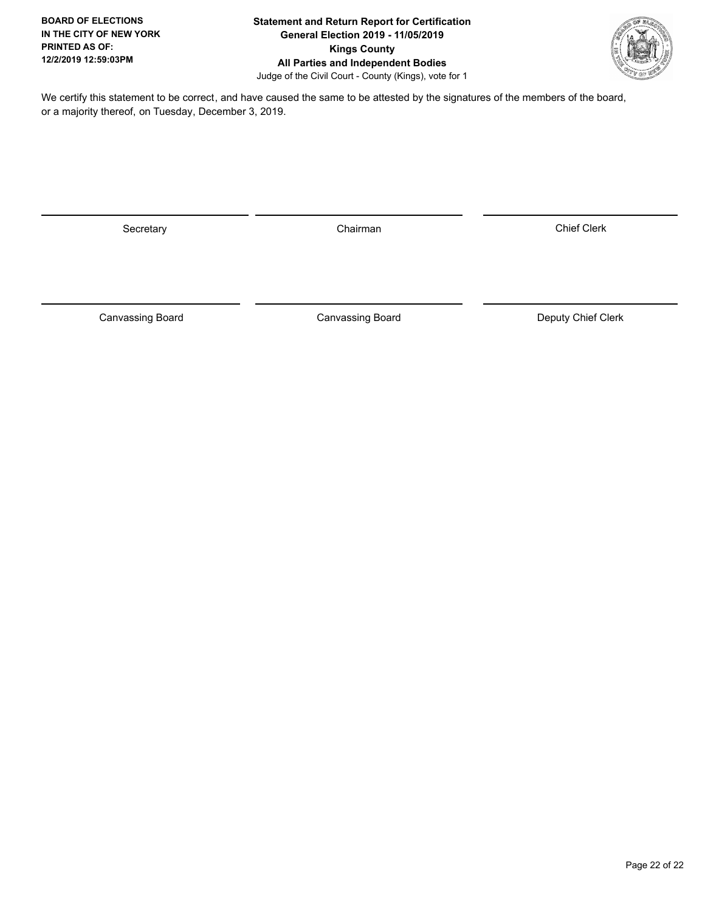**BOARD OF ELECTIONS IN THE CITY OF NEW YORK**
**PRINTED AS OF: 12/2/2019 12:59:03PM**

**Statement and Return Report for Certification**
**General Election 2019 - 11/05/2019**
**Kings County**
**All Parties and Independent Bodies**
Judge of the Civil Court - County (Kings), vote for 1

We certify this statement to be correct, and have caused the same to be attested by the signatures of the members of the board, or a majority thereof, on Tuesday, December 3, 2019.

| | | |
|---|---|---|
| Secretary | Chairman | Chief Clerk |
| Canvassing Board | Canvassing Board | Deputy Chief Clerk |